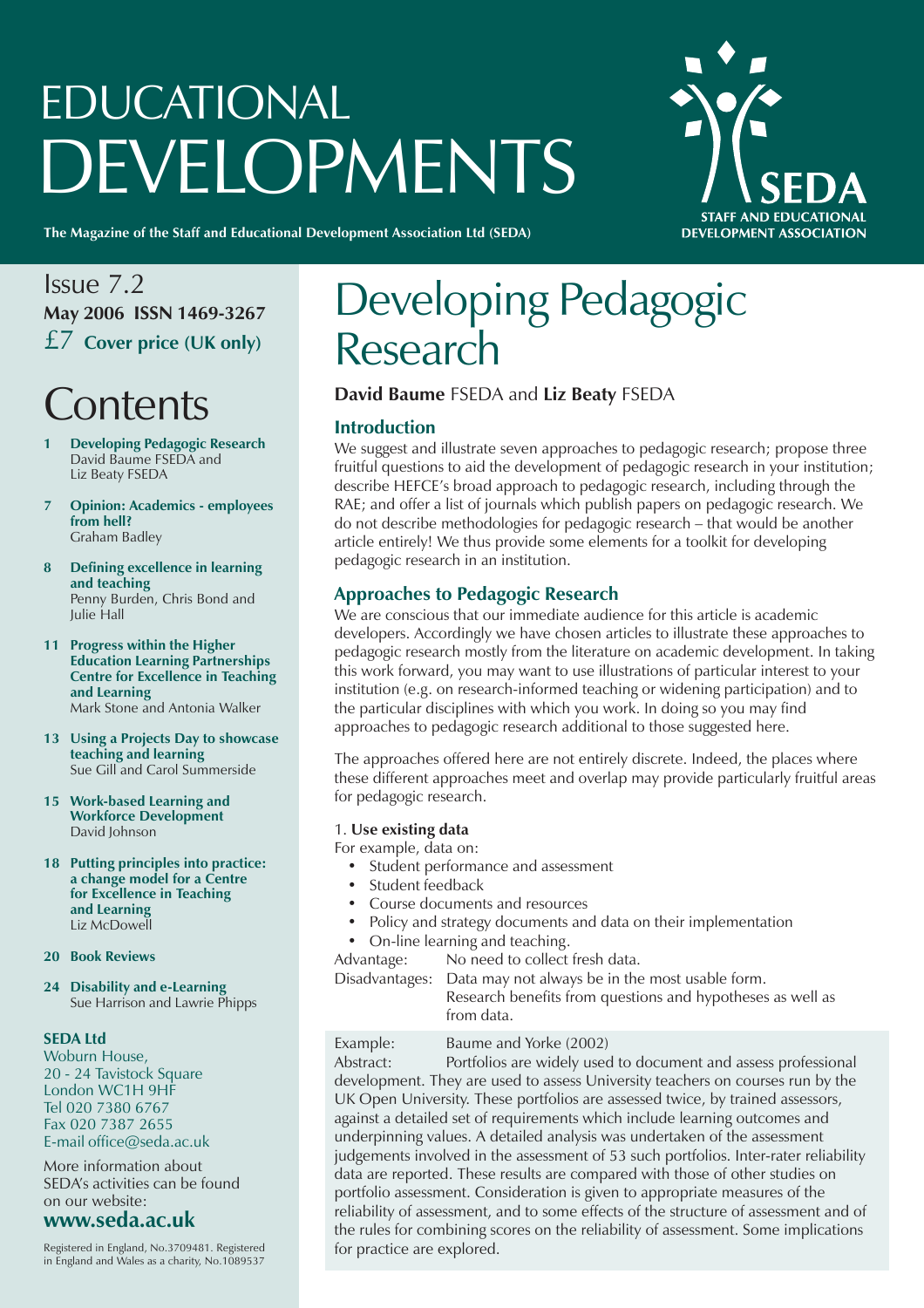# EDUCATIONAL DEVELOPMENTS

**The Magazine of the Staff and Educational Development Association Ltd (SEDA)**

SEDA
STAFF AND EDUCATIONAL DEVELOPMENT ASSOCIATION

Issue 7.2
**May 2006 ISSN 1469-3267**
£7 **Cover price (UK only)**

## Contents

- **1 Developing Pedagogic Research** David Baume FSEDA and Liz Beaty FSEDA
- **7 Opinion: Academics - employees from hell?** Graham Badley
- **8 Defining excellence in learning and teaching** Penny Burden, Chris Bond and Julie Hall
- **11 Progress within the Higher Education Learning Partnerships Centre for Excellence in Teaching and Learning** Mark Stone and Antonia Walker
- **13 Using a Projects Day to showcase teaching and learning** Sue Gill and Carol Summerside
- **15 Work-based Learning and Workforce Development** David Johnson
- **18 Putting principles into practice: a change model for a Centre for Excellence in Teaching and Learning** Liz McDowell
- **20 Book Reviews**
- **24 Disability and e-Learning** Sue Harrison and Lawrie Phipps

**SEDA Ltd**
Woburn House,
20 - 24 Tavistock Square
London WC1H 9HF
Tel 020 7380 6767
Fax 020 7387 2655
E-mail office@seda.ac.uk

More information about SEDA's activities can be found on our website:
**www.seda.ac.uk**

Registered in England, No.3709481. Registered in England and Wales as a charity, No.1089537

# Developing Pedagogic Research

**David Baume** FSEDA and **Liz Beaty** FSEDA

## Introduction

We suggest and illustrate seven approaches to pedagogic research; propose three fruitful questions to aid the development of pedagogic research in your institution; describe HEFCE's broad approach to pedagogic research, including through the RAE; and offer a list of journals which publish papers on pedagogic research. We do not describe methodologies for pedagogic research – that would be another article entirely! We thus provide some elements for a toolkit for developing pedagogic research in an institution.

## Approaches to Pedagogic Research

We are conscious that our immediate audience for this article is academic developers. Accordingly we have chosen articles to illustrate these approaches to pedagogic research mostly from the literature on academic development. In taking this work forward, you may want to use illustrations of particular interest to your institution (e.g. on research-informed teaching or widening participation) and to the particular disciplines with which you work. In doing so you may find approaches to pedagogic research additional to those suggested here.

The approaches offered here are not entirely discrete. Indeed, the places where these different approaches meet and overlap may provide particularly fruitful areas for pedagogic research.

1. **Use existing data**

For example, data on:

- Student performance and assessment
- Student feedback
- Course documents and resources
- Policy and strategy documents and data on their implementation
- On-line learning and teaching.

Advantage: No need to collect fresh data.

Disadvantages: Data may not always be in the most usable form. Research benefits from questions and hypotheses as well as from data.

Example: Baume and Yorke (2002)

Abstract: Portfolios are widely used to document and assess professional development. They are used to assess University teachers on courses run by the UK Open University. These portfolios are assessed twice, by trained assessors, against a detailed set of requirements which include learning outcomes and underpinning values. A detailed analysis was undertaken of the assessment judgements involved in the assessment of 53 such portfolios. Inter-rater reliability data are reported. These results are compared with those of other studies on portfolio assessment. Consideration is given to appropriate measures of the reliability of assessment, and to some effects of the structure of assessment and of the rules for combining scores on the reliability of assessment. Some implications for practice are explored.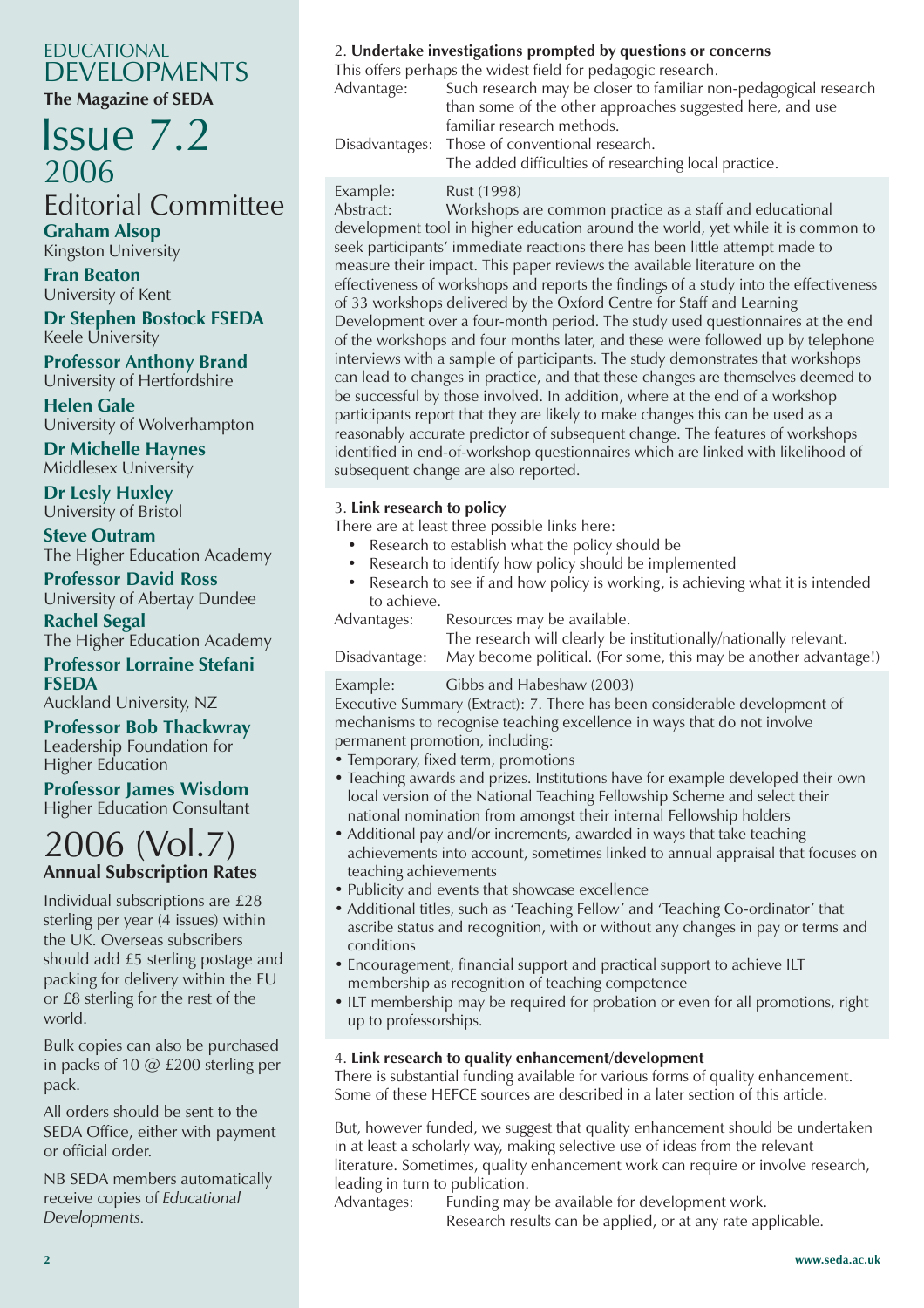# EDUCATIONAL DEVELOPMENTS

**The Magazine of SEDA**

## Issue 7.2

## 2006

## Editorial Committee

**Graham Alsop**
Kingston University

**Fran Beaton**
University of Kent

**Dr Stephen Bostock FSEDA**
Keele University

**Professor Anthony Brand**
University of Hertfordshire

**Helen Gale**
University of Wolverhampton

**Dr Michelle Haynes**
Middlesex University

**Dr Lesly Huxley**
University of Bristol

**Steve Outram**
The Higher Education Academy

**Professor David Ross**
University of Abertay Dundee

**Rachel Segal**
The Higher Education Academy

**Professor Lorraine Stefani FSEDA**
Auckland University, NZ

**Professor Bob Thackwray**
Leadership Foundation for Higher Education

**Professor James Wisdom**
Higher Education Consultant

## 2006 (Vol.7)

**Annual Subscription Rates**

Individual subscriptions are £28 sterling per year (4 issues) within the UK. Overseas subscribers should add £5 sterling postage and packing for delivery within the EU or £8 sterling for the rest of the world.

Bulk copies can also be purchased in packs of 10 @ £200 sterling per pack.

All orders should be sent to the SEDA Office, either with payment or official order.

NB SEDA members automatically receive copies of *Educational Developments*.

2. **Undertake investigations prompted by questions or concerns**

This offers perhaps the widest field for pedagogic research.

Advantage: Such research may be closer to familiar non-pedagogical research than some of the other approaches suggested here, and use familiar research methods.

Disadvantages: Those of conventional research.
The added difficulties of researching local practice.

Example: Rust (1998)

Abstract: Workshops are common practice as a staff and educational development tool in higher education around the world, yet while it is common to seek participants' immediate reactions there has been little attempt made to measure their impact. This paper reviews the available literature on the effectiveness of workshops and reports the findings of a study into the effectiveness of 33 workshops delivered by the Oxford Centre for Staff and Learning Development over a four-month period. The study used questionnaires at the end of the workshops and four months later, and these were followed up by telephone interviews with a sample of participants. The study demonstrates that workshops can lead to changes in practice, and that these changes are themselves deemed to be successful by those involved. In addition, where at the end of a workshop participants report that they are likely to make changes this can be used as a reasonably accurate predictor of subsequent change. The features of workshops identified in end-of-workshop questionnaires which are linked with likelihood of subsequent change are also reported.

3. **Link research to policy**

There are at least three possible links here:

- Research to establish what the policy should be
- Research to identify how policy should be implemented
- Research to see if and how policy is working, is achieving what it is intended to achieve.

Advantages: Resources may be available.
The research will clearly be institutionally/nationally relevant.

Disadvantage: May become political. (For some, this may be another advantage!)

Example: Gibbs and Habeshaw (2003)

Executive Summary (Extract): 7. There has been considerable development of mechanisms to recognise teaching excellence in ways that do not involve permanent promotion, including:

- Temporary, fixed term, promotions
- Teaching awards and prizes. Institutions have for example developed their own local version of the National Teaching Fellowship Scheme and select their national nomination from amongst their internal Fellowship holders
- Additional pay and/or increments, awarded in ways that take teaching achievements into account, sometimes linked to annual appraisal that focuses on teaching achievements
- Publicity and events that showcase excellence
- Additional titles, such as 'Teaching Fellow' and 'Teaching Co-ordinator' that ascribe status and recognition, with or without any changes in pay or terms and conditions
- Encouragement, financial support and practical support to achieve ILT membership as recognition of teaching competence
- ILT membership may be required for probation or even for all promotions, right up to professorships.

4. **Link research to quality enhancement/development**

There is substantial funding available for various forms of quality enhancement. Some of these HEFCE sources are described in a later section of this article.

But, however funded, we suggest that quality enhancement should be undertaken in at least a scholarly way, making selective use of ideas from the relevant literature. Sometimes, quality enhancement work can require or involve research, leading in turn to publication.

Advantages: Funding may be available for development work.
Research results can be applied, or at any rate applicable.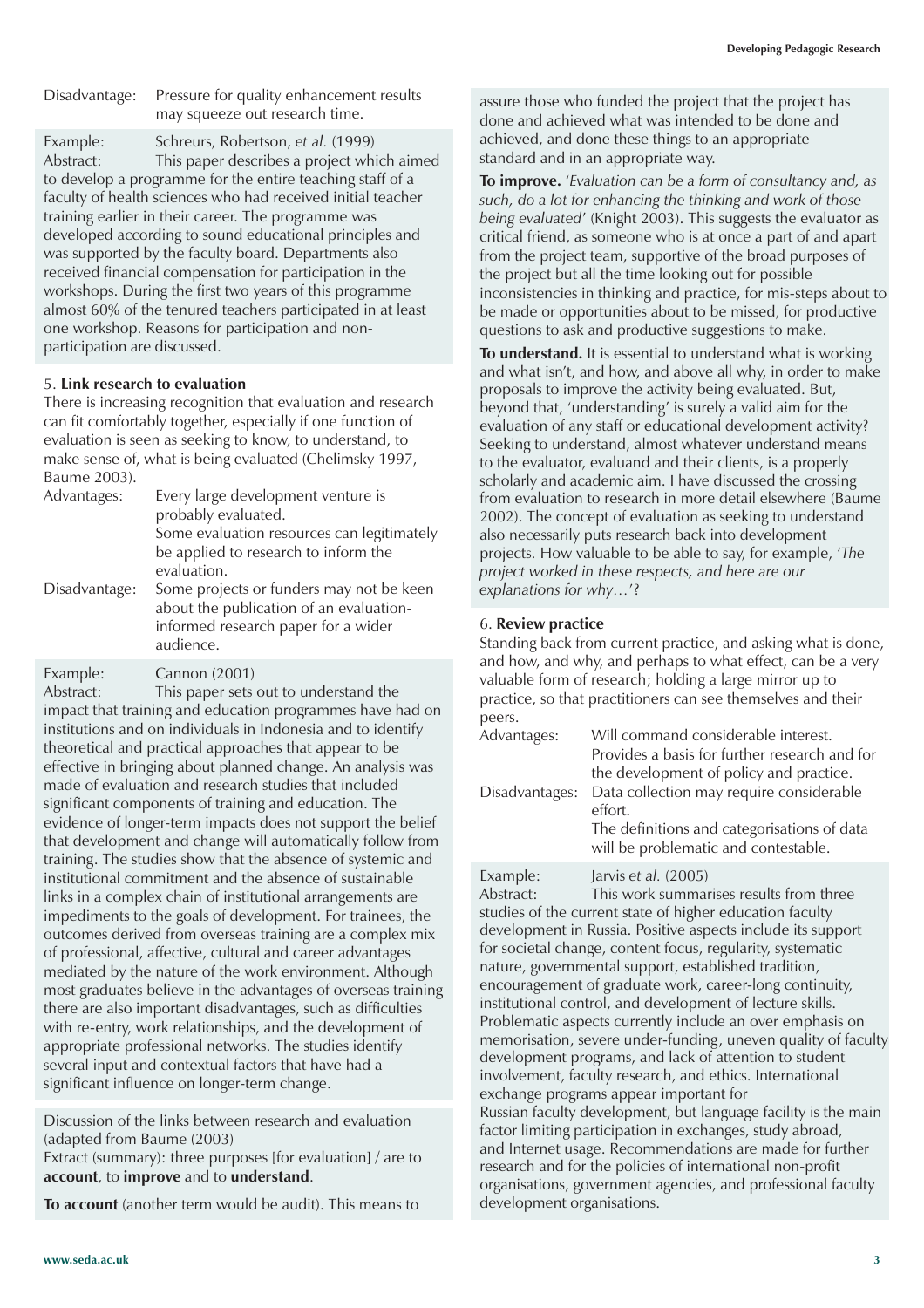| | |
|---|---|
| Disadvantage: | Pressure for quality enhancement results may squeeze out research time. |

Example: Schreurs, Robertson, *et al.* (1999)

Abstract: This paper describes a project which aimed to develop a programme for the entire teaching staff of a faculty of health sciences who had received initial teacher training earlier in their career. The programme was developed according to sound educational principles and was supported by the faculty board. Departments also received financial compensation for participation in the workshops. During the first two years of this programme almost 60% of the tenured teachers participated in at least one workshop. Reasons for participation and non-participation are discussed.

5. **Link research to evaluation**

There is increasing recognition that evaluation and research can fit comfortably together, especially if one function of evaluation is seen as seeking to know, to understand, to make sense of, what is being evaluated (Chelimsky 1997, Baume 2003).

| | |
|---|---|
| Advantages: | Every large development venture is probably evaluated. |
| | Some evaluation resources can legitimately be applied to research to inform the evaluation. |
| Disadvantage: | Some projects or funders may not be keen about the publication of an evaluation-informed research paper for a wider audience. |

Example: Cannon (2001)

Abstract: This paper sets out to understand the impact that training and education programmes have had on institutions and on individuals in Indonesia and to identify theoretical and practical approaches that appear to be effective in bringing about planned change. An analysis was made of evaluation and research studies that included significant components of training and education. The evidence of longer-term impacts does not support the belief that development and change will automatically follow from training. The studies show that the absence of systemic and institutional commitment and the absence of sustainable links in a complex chain of institutional arrangements are impediments to the goals of development. For trainees, the outcomes derived from overseas training are a complex mix of professional, affective, cultural and career advantages mediated by the nature of the work environment. Although most graduates believe in the advantages of overseas training there are also important disadvantages, such as difficulties with re-entry, work relationships, and the development of appropriate professional networks. The studies identify several input and contextual factors that have had a significant influence on longer-term change.

Discussion of the links between research and evaluation (adapted from Baume (2003)

Extract (summary): three purposes [for evaluation] / are to **account**, to **improve** and to **understand**.

**To account** (another term would be audit). This means to assure those who funded the project that the project has done and achieved what was intended to be done and achieved, and done these things to an appropriate standard and in an appropriate way.

**To improve.** '*Evaluation can be a form of consultancy and, as such, do a lot for enhancing the thinking and work of those being evaluated*' (Knight 2003). This suggests the evaluator as critical friend, as someone who is at once a part of and apart from the project team, supportive of the broad purposes of the project but all the time looking out for possible inconsistencies in thinking and practice, for mis-steps about to be made or opportunities about to be missed, for productive questions to ask and productive suggestions to make.

**To understand.** It is essential to understand what is working and what isn't, and how, and above all why, in order to make proposals to improve the activity being evaluated. But, beyond that, 'understanding' is surely a valid aim for the evaluation of any staff or educational development activity? Seeking to understand, almost whatever understand means to the evaluator, evaluand and their clients, is a properly scholarly and academic aim. I have discussed the crossing from evaluation to research in more detail elsewhere (Baume 2002). The concept of evaluation as seeking to understand also necessarily puts research back into development projects. How valuable to be able to say, for example, '*The project worked in these respects, and here are our explanations for why…*'?

6. **Review practice**

Standing back from current practice, and asking what is done, and how, and why, and perhaps to what effect, can be a very valuable form of research; holding a large mirror up to practice, so that practitioners can see themselves and their peers.

| | |
|---|---|
| Advantages: | Will command considerable interest. |
| | Provides a basis for further research and for the development of policy and practice. |
| Disadvantages: | Data collection may require considerable effort. |
| | The definitions and categorisations of data will be problematic and contestable. |

Example: Jarvis *et al.* (2005)

Abstract: This work summarises results from three studies of the current state of higher education faculty development in Russia. Positive aspects include its support for societal change, content focus, regularity, systematic nature, governmental support, established tradition, encouragement of graduate work, career-long continuity, institutional control, and development of lecture skills. Problematic aspects currently include an over emphasis on memorisation, severe under-funding, uneven quality of faculty development programs, and lack of attention to student involvement, faculty research, and ethics. International exchange programs appear important for Russian faculty development, but language facility is the main factor limiting participation in exchanges, study abroad, and Internet usage. Recommendations are made for further research and for the policies of international non-profit organisations, government agencies, and professional faculty development organisations.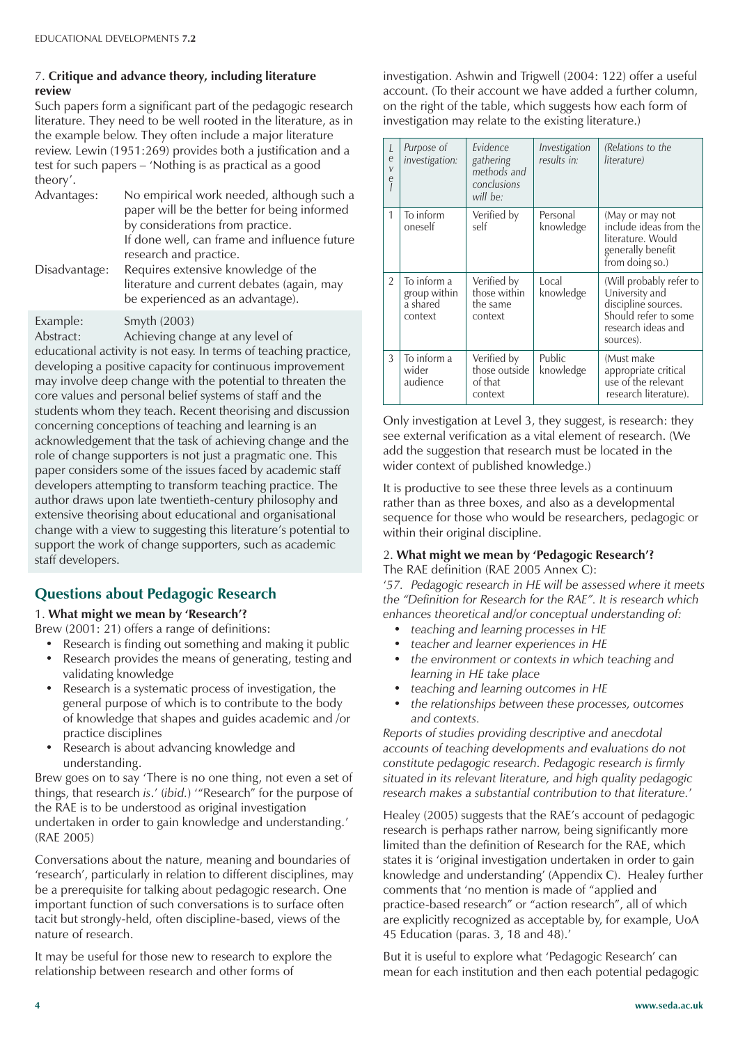7. **Critique and advance theory, including literature review**

Such papers form a significant part of the pedagogic research literature. They need to be well rooted in the literature, as in the example below. They often include a major literature review. Lewin (1951:269) provides both a justification and a test for such papers – 'Nothing is as practical as a good theory'.

Advantages: No empirical work needed, although such a paper will be the better for being informed by considerations from practice. If done well, can frame and influence future research and practice.

Disadvantage: Requires extensive knowledge of the literature and current debates (again, may be experienced as an advantage).

Example: Smyth (2003)

Abstract: Achieving change at any level of educational activity is not easy. In terms of teaching practice, developing a positive capacity for continuous improvement may involve deep change with the potential to threaten the core values and personal belief systems of staff and the students whom they teach. Recent theorising and discussion concerning conceptions of teaching and learning is an acknowledgement that the task of achieving change and the role of change supporters is not just a pragmatic one. This paper considers some of the issues faced by academic staff developers attempting to transform teaching practice. The author draws upon late twentieth-century philosophy and extensive theorising about educational and organisational change with a view to suggesting this literature's potential to support the work of change supporters, such as academic staff developers.

## Questions about Pedagogic Research

1. **What might we mean by 'Research'?**

Brew (2001: 21) offers a range of definitions:

- Research is finding out something and making it public
- Research provides the means of generating, testing and validating knowledge
- Research is a systematic process of investigation, the general purpose of which is to contribute to the body of knowledge that shapes and guides academic and /or practice disciplines
- Research is about advancing knowledge and understanding.

Brew goes on to say 'There is no one thing, not even a set of things, that research *is*.' (*ibid.*) '"Research" for the purpose of the RAE is to be understood as original investigation undertaken in order to gain knowledge and understanding.' (RAE 2005)

Conversations about the nature, meaning and boundaries of 'research', particularly in relation to different disciplines, may be a prerequisite for talking about pedagogic research. One important function of such conversations is to surface often tacit but strongly-held, often discipline-based, views of the nature of research.

It may be useful for those new to research to explore the relationship between research and other forms of investigation. Ashwin and Trigwell (2004: 122) offer a useful account. (To their account we have added a further column, on the right of the table, which suggests how each form of investigation may relate to the existing literature.)

| *Level* | *Purpose of investigation:* | *Evidence gathering methods and conclusions will be:* | *Investigation results in:* | *(Relations to the literature)* |
|---|---|---|---|---|
| 1 | To inform oneself | Verified by self | Personal knowledge | (May or may not include ideas from the literature. Would generally benefit from doing so.) |
| 2 | To inform a group within a shared context | Verified by those within the same context | Local knowledge | (Will probably refer to University and discipline sources. Should refer to some research ideas and sources). |
| 3 | To inform a wider audience | Verified by those outside of that context | Public knowledge | (Must make appropriate critical use of the relevant research literature). |

Only investigation at Level 3, they suggest, is research: they see external verification as a vital element of research. (We add the suggestion that research must be located in the wider context of published knowledge.)

It is productive to see these three levels as a continuum rather than as three boxes, and also as a developmental sequence for those who would be researchers, pedagogic or within their original discipline.

2. **What might we mean by 'Pedagogic Research'?**

The RAE definition (RAE 2005 Annex C):

'*57. Pedagogic research in HE will be assessed where it meets the "Definition for Research for the RAE". It is research which enhances theoretical and/or conceptual understanding of:*

- *teaching and learning processes in HE*
- *teacher and learner experiences in HE*
- *the environment or contexts in which teaching and learning in HE take place*
- *teaching and learning outcomes in HE*
- *the relationships between these processes, outcomes and contexts.*

*Reports of studies providing descriptive and anecdotal accounts of teaching developments and evaluations do not constitute pedagogic research. Pedagogic research is firmly situated in its relevant literature, and high quality pedagogic research makes a substantial contribution to that literature.*'

Healey (2005) suggests that the RAE's account of pedagogic research is perhaps rather narrow, being significantly more limited than the definition of Research for the RAE, which states it is 'original investigation undertaken in order to gain knowledge and understanding' (Appendix C). Healey further comments that 'no mention is made of "applied and practice-based research" or "action research", all of which are explicitly recognized as acceptable by, for example, UoA 45 Education (paras. 3, 18 and 48).'

But it is useful to explore what 'Pedagogic Research' can mean for each institution and then each potential pedagogic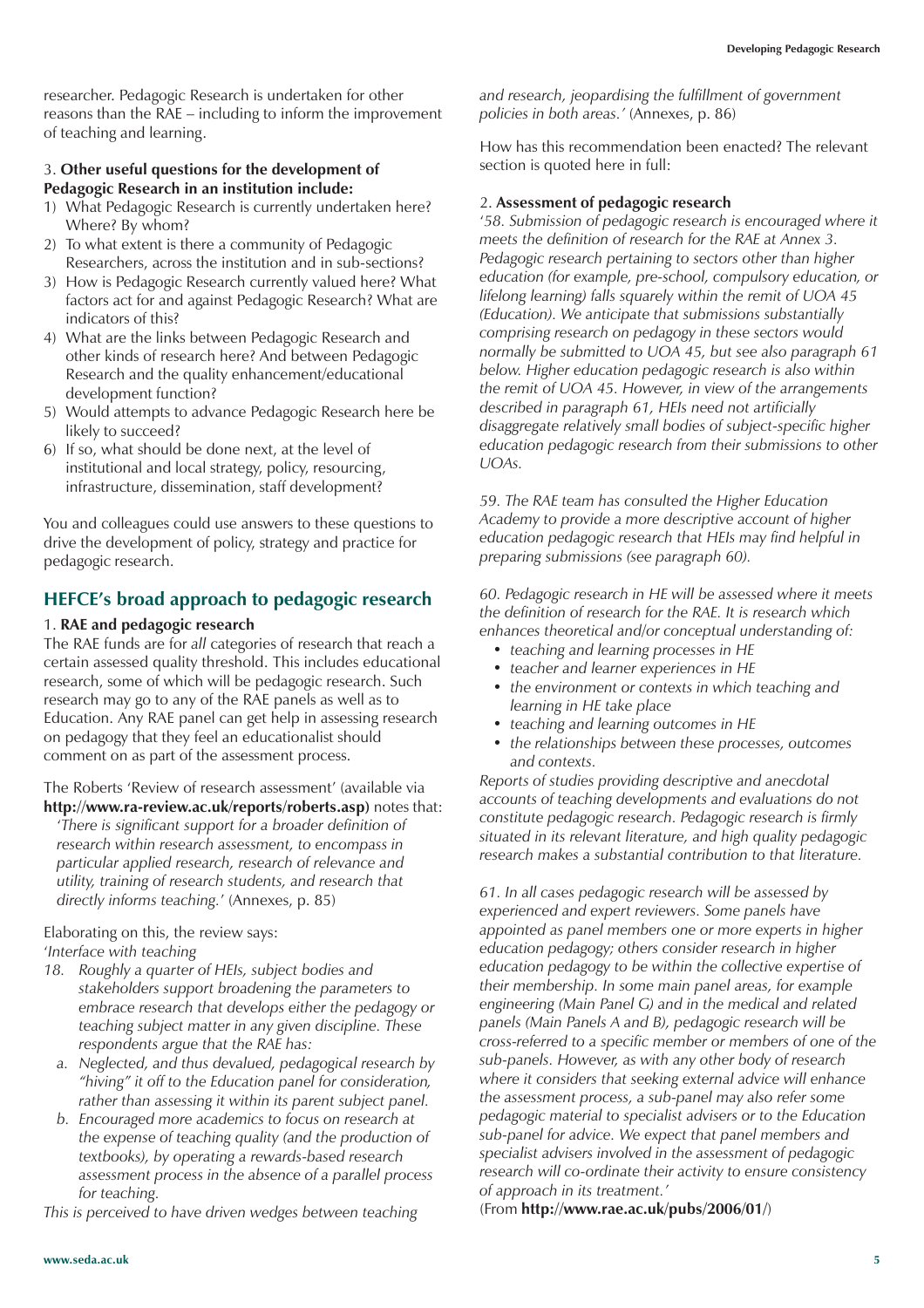researcher. Pedagogic Research is undertaken for other reasons than the RAE – including to inform the improvement of teaching and learning.

3. **Other useful questions for the development of Pedagogic Research in an institution include:**

1) What Pedagogic Research is currently undertaken here? Where? By whom?
2) To what extent is there a community of Pedagogic Researchers, across the institution and in sub-sections?
3) How is Pedagogic Research currently valued here? What factors act for and against Pedagogic Research? What are indicators of this?
4) What are the links between Pedagogic Research and other kinds of research here? And between Pedagogic Research and the quality enhancement/educational development function?
5) Would attempts to advance Pedagogic Research here be likely to succeed?
6) If so, what should be done next, at the level of institutional and local strategy, policy, resourcing, infrastructure, dissemination, staff development?

You and colleagues could use answers to these questions to drive the development of policy, strategy and practice for pedagogic research.

## HEFCE's broad approach to pedagogic research

1. **RAE and pedagogic research**

The RAE funds are for *all* categories of research that reach a certain assessed quality threshold. This includes educational research, some of which will be pedagogic research. Such research may go to any of the RAE panels as well as to Education. Any RAE panel can get help in assessing research on pedagogy that they feel an educationalist should comment on as part of the assessment process.

The Roberts 'Review of research assessment' (available via **http://www.ra-review.ac.uk/reports/roberts.asp)** notes that:

> '*There is significant support for a broader definition of research within research assessment, to encompass in particular applied research, research of relevance and utility, training of research students, and research that directly informs teaching.*' (Annexes, p. 85)

Elaborating on this, the review says:

'*Interface with teaching*

18. *Roughly a quarter of HEIs, subject bodies and stakeholders support broadening the parameters to embrace research that develops either the pedagogy or teaching subject matter in any given discipline. These respondents argue that the RAE has:*
   a. *Neglected, and thus devalued, pedagogical research by "hiving" it off to the Education panel for consideration, rather than assessing it within its parent subject panel.*
   b. *Encouraged more academics to focus on research at the expense of teaching quality (and the production of textbooks), by operating a rewards-based research assessment process in the absence of a parallel process for teaching.*

*This is perceived to have driven wedges between teaching and research, jeopardising the fulfillment of government policies in both areas.'* (Annexes, p. 86)

How has this recommendation been enacted? The relevant section is quoted here in full:

2. **Assessment of pedagogic research**

'*58. Submission of pedagogic research is encouraged where it meets the definition of research for the RAE at Annex 3. Pedagogic research pertaining to sectors other than higher education (for example, pre-school, compulsory education, or lifelong learning) falls squarely within the remit of UOA 45 (Education). We anticipate that submissions substantially comprising research on pedagogy in these sectors would normally be submitted to UOA 45, but see also paragraph 61 below. Higher education pedagogic research is also within the remit of UOA 45. However, in view of the arrangements described in paragraph 61, HEIs need not artificially disaggregate relatively small bodies of subject-specific higher education pedagogic research from their submissions to other UOAs.*

*59. The RAE team has consulted the Higher Education Academy to provide a more descriptive account of higher education pedagogic research that HEIs may find helpful in preparing submissions (see paragraph 60).*

*60. Pedagogic research in HE will be assessed where it meets the definition of research for the RAE. It is research which enhances theoretical and/or conceptual understanding of:*

- *teaching and learning processes in HE*
- *teacher and learner experiences in HE*
- *the environment or contexts in which teaching and learning in HE take place*
- *teaching and learning outcomes in HE*
- *the relationships between these processes, outcomes and contexts.*

*Reports of studies providing descriptive and anecdotal accounts of teaching developments and evaluations do not constitute pedagogic research. Pedagogic research is firmly situated in its relevant literature, and high quality pedagogic research makes a substantial contribution to that literature.*

*61. In all cases pedagogic research will be assessed by experienced and expert reviewers. Some panels have appointed as panel members one or more experts in higher education pedagogy; others consider research in higher education pedagogy to be within the collective expertise of their membership. In some main panel areas, for example engineering (Main Panel G) and in the medical and related panels (Main Panels A and B), pedagogic research will be cross-referred to a specific member or members of one of the sub-panels. However, as with any other body of research where it considers that seeking external advice will enhance the assessment process, a sub-panel may also refer some pedagogic material to specialist advisers or to the Education sub-panel for advice. We expect that panel members and specialist advisers involved in the assessment of pedagogic research will co-ordinate their activity to ensure consistency of approach in its treatment.'*

(From **http://www.rae.ac.uk/pubs/2006/01/**)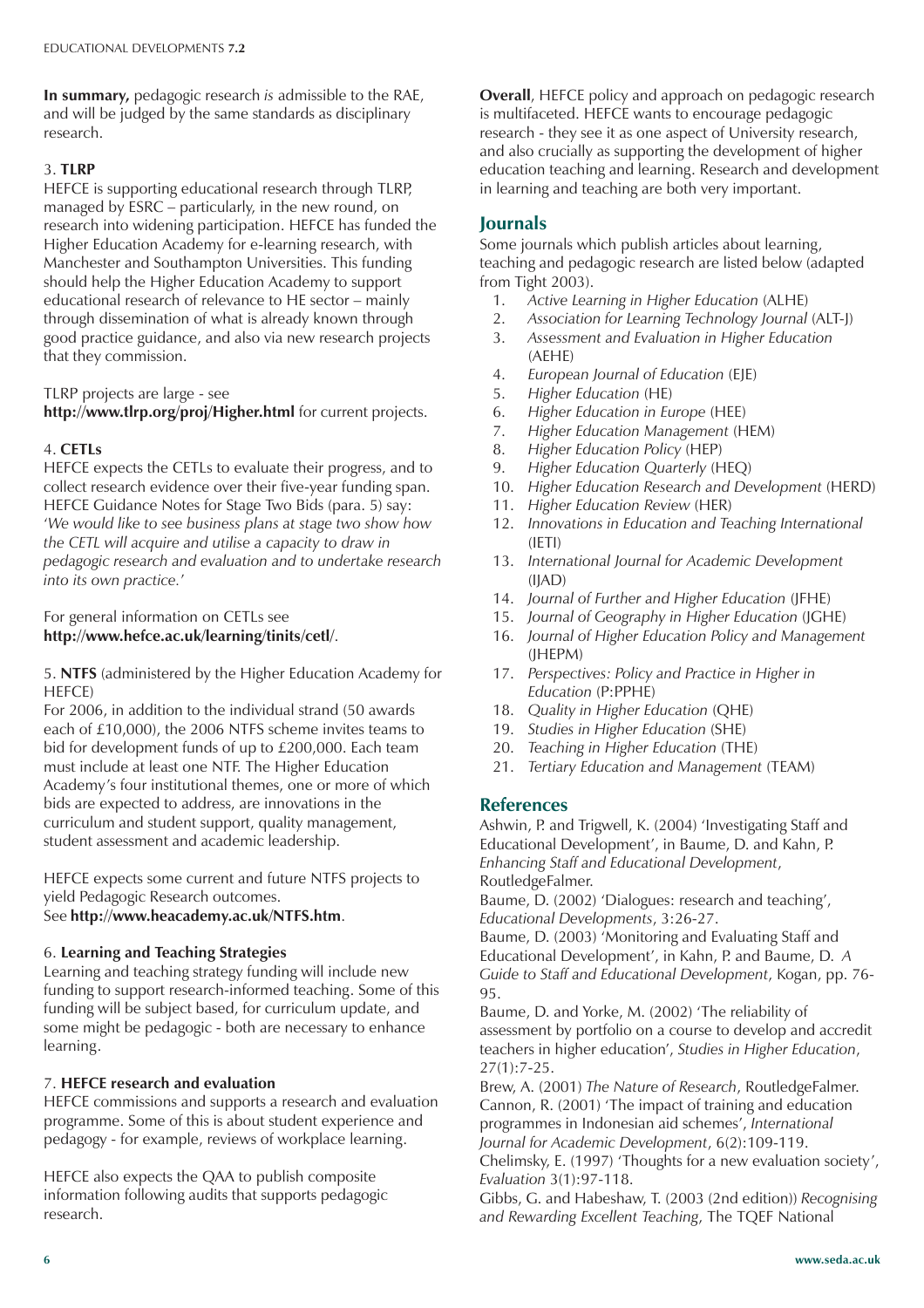**In summary,** pedagogic research *is* admissible to the RAE, and will be judged by the same standards as disciplinary research.

3. **TLRP**

HEFCE is supporting educational research through TLRP, managed by ESRC – particularly, in the new round, on research into widening participation. HEFCE has funded the Higher Education Academy for e-learning research, with Manchester and Southampton Universities. This funding should help the Higher Education Academy to support educational research of relevance to HE sector – mainly through dissemination of what is already known through good practice guidance, and also via new research projects that they commission.

TLRP projects are large - see **http://www.tlrp.org/proj/Higher.html** for current projects.

4. **CETLs**

HEFCE expects the CETLs to evaluate their progress, and to collect research evidence over their five-year funding span. HEFCE Guidance Notes for Stage Two Bids (para. 5) say: '*We would like to see business plans at stage two show how the CETL will acquire and utilise a capacity to draw in pedagogic research and evaluation and to undertake research into its own practice.*'

For general information on CETLs see **http://www.hefce.ac.uk/learning/tinits/cetl/**.

5. **NTFS** (administered by the Higher Education Academy for HEFCE)

For 2006, in addition to the individual strand (50 awards each of £10,000), the 2006 NTFS scheme invites teams to bid for development funds of up to £200,000. Each team must include at least one NTF. The Higher Education Academy's four institutional themes, one or more of which bids are expected to address, are innovations in the curriculum and student support, quality management, student assessment and academic leadership.

HEFCE expects some current and future NTFS projects to yield Pedagogic Research outcomes.
See **http://www.heacademy.ac.uk/NTFS.htm**.

6. **Learning and Teaching Strategies**

Learning and teaching strategy funding will include new funding to support research-informed teaching. Some of this funding will be subject based, for curriculum update, and some might be pedagogic - both are necessary to enhance learning.

7. **HEFCE research and evaluation**

HEFCE commissions and supports a research and evaluation programme. Some of this is about student experience and pedagogy - for example, reviews of workplace learning.

HEFCE also expects the QAA to publish composite information following audits that supports pedagogic research.

**Overall**, HEFCE policy and approach on pedagogic research is multifaceted. HEFCE wants to encourage pedagogic research - they see it as one aspect of University research, and also crucially as supporting the development of higher education teaching and learning. Research and development in learning and teaching are both very important.

## Journals

Some journals which publish articles about learning, teaching and pedagogic research are listed below (adapted from Tight 2003).

1. *Active Learning in Higher Education* (ALHE)
2. *Association for Learning Technology Journal* (ALT-J)
3. *Assessment and Evaluation in Higher Education* (AEHE)
4. *European Journal of Education* (EJE)
5. *Higher Education* (HE)
6. *Higher Education in Europe* (HEE)
7. *Higher Education Management* (HEM)
8. *Higher Education Policy* (HEP)
9. *Higher Education Quarterly* (HEQ)
10. *Higher Education Research and Development* (HERD)
11. *Higher Education Review* (HER)
12. *Innovations in Education and Teaching International* (IETI)
13. *International Journal for Academic Development* (IJAD)
14. *Journal of Further and Higher Education* (JFHE)
15. *Journal of Geography in Higher Education* (JGHE)
16. *Journal of Higher Education Policy and Management* (JHEPM)
17. *Perspectives: Policy and Practice in Higher in Education* (P:PPHE)
18. *Quality in Higher Education* (QHE)
19. *Studies in Higher Education* (SHE)
20. *Teaching in Higher Education* (THE)
21. *Tertiary Education and Management* (TEAM)

## References

Ashwin, P. and Trigwell, K. (2004) 'Investigating Staff and Educational Development', in Baume, D. and Kahn, P. *Enhancing Staff and Educational Development*, RoutledgeFalmer.

Baume, D. (2002) 'Dialogues: research and teaching', *Educational Developments*, 3:26-27.

Baume, D. (2003) 'Monitoring and Evaluating Staff and Educational Development', in Kahn, P. and Baume, D. *A Guide to Staff and Educational Development*, Kogan, pp. 76-95.

Baume, D. and Yorke, M. (2002) 'The reliability of assessment by portfolio on a course to develop and accredit teachers in higher education', *Studies in Higher Education*, 27(1):7-25.

Brew, A. (2001) *The Nature of Research*, RoutledgeFalmer.

Cannon, R. (2001) 'The impact of training and education programmes in Indonesian aid schemes', *International Journal for Academic Development*, 6(2):109-119.

Chelimsky, E. (1997) 'Thoughts for a new evaluation society', *Evaluation* 3(1):97-118.

Gibbs, G. and Habeshaw, T. (2003 (2nd edition)) *Recognising and Rewarding Excellent Teaching*, The TQEF National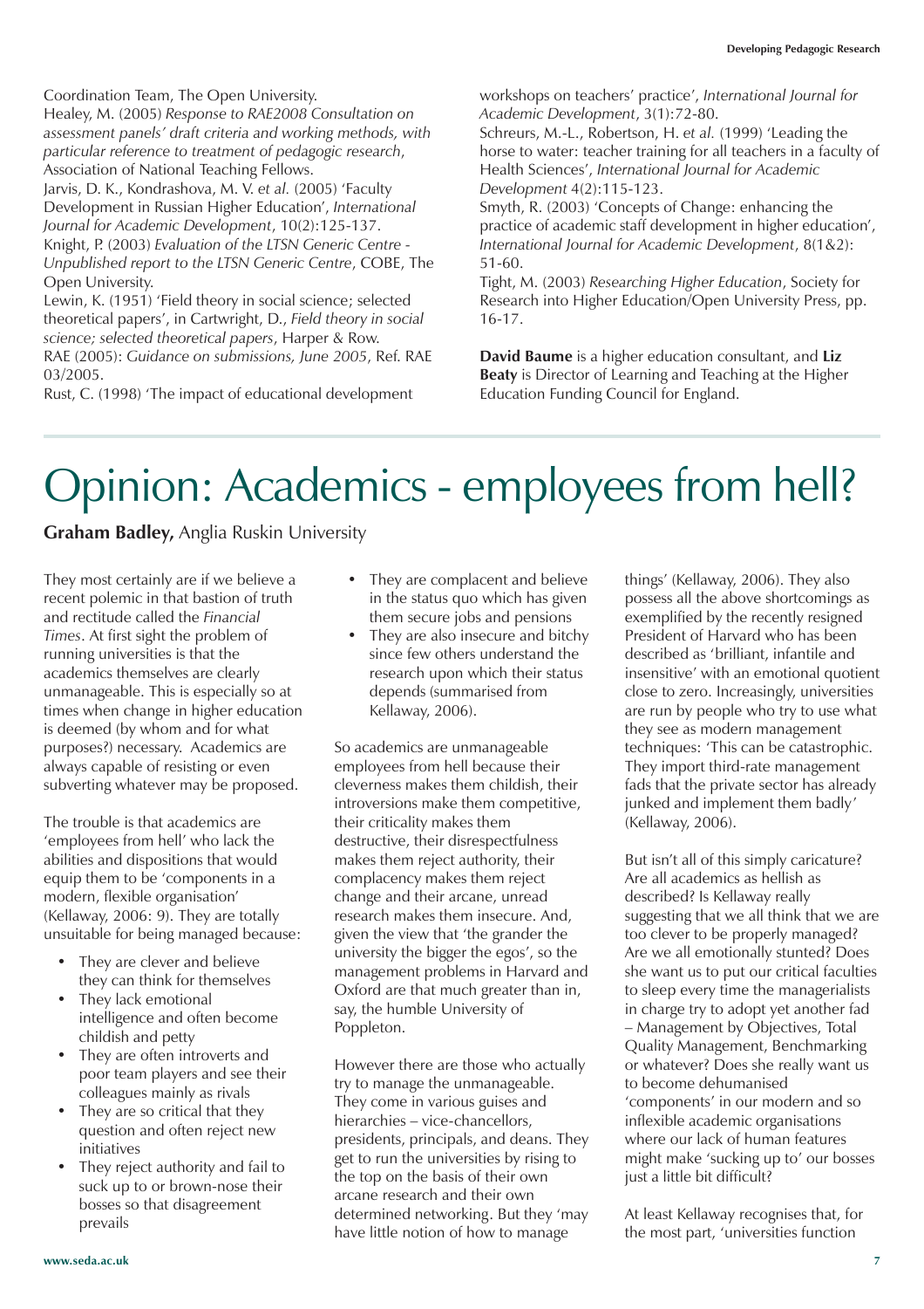Coordination Team, The Open University.

Healey, M. (2005) *Response to RAE2008 Consultation on assessment panels' draft criteria and working methods, with particular reference to treatment of pedagogic research*, Association of National Teaching Fellows.

Jarvis, D. K., Kondrashova, M. V. *et al.* (2005) 'Faculty Development in Russian Higher Education', *International Journal for Academic Development*, 10(2):125-137.

Knight, P. (2003) *Evaluation of the LTSN Generic Centre - Unpublished report to the LTSN Generic Centre*, COBE, The Open University.

Lewin, K. (1951) 'Field theory in social science; selected theoretical papers', in Cartwright, D., *Field theory in social science; selected theoretical papers*, Harper & Row.

RAE (2005): *Guidance on submissions, June 2005*, Ref. RAE 03/2005.

Rust, C. (1998) 'The impact of educational development workshops on teachers' practice', *International Journal for Academic Development*, 3(1):72-80.

Schreurs, M.-L., Robertson, H. *et al.* (1999) 'Leading the horse to water: teacher training for all teachers in a faculty of Health Sciences', *International Journal for Academic Development* 4(2):115-123.

Smyth, R. (2003) 'Concepts of Change: enhancing the practice of academic staff development in higher education', *International Journal for Academic Development*, 8(1&2): 51-60.

Tight, M. (2003) *Researching Higher Education*, Society for Research into Higher Education/Open University Press, pp. 16-17.

**David Baume** is a higher education consultant, and **Liz Beaty** is Director of Learning and Teaching at the Higher Education Funding Council for England.

# Opinion: Academics - employees from hell?

**Graham Badley,** Anglia Ruskin University

They most certainly are if we believe a recent polemic in that bastion of truth and rectitude called the *Financial Times*. At first sight the problem of running universities is that the academics themselves are clearly unmanageable. This is especially so at times when change in higher education is deemed (by whom and for what purposes?) necessary. Academics are always capable of resisting or even subverting whatever may be proposed.

The trouble is that academics are 'employees from hell' who lack the abilities and dispositions that would equip them to be 'components in a modern, flexible organisation' (Kellaway, 2006: 9). They are totally unsuitable for being managed because:

- They are clever and believe they can think for themselves
- They lack emotional intelligence and often become childish and petty
- They are often introverts and poor team players and see their colleagues mainly as rivals
- They are so critical that they question and often reject new initiatives
- They reject authority and fail to suck up to or brown-nose their bosses so that disagreement prevails
- They are complacent and believe in the status quo which has given them secure jobs and pensions
- They are also insecure and bitchy since few others understand the research upon which their status depends (summarised from Kellaway, 2006).

So academics are unmanageable employees from hell because their cleverness makes them childish, their introversions make them competitive, their criticality makes them destructive, their disrespectfulness makes them reject authority, their complacency makes them reject change and their arcane, unread research makes them insecure. And, given the view that 'the grander the university the bigger the egos', so the management problems in Harvard and Oxford are that much greater than in, say, the humble University of Poppleton.

However there are those who actually try to manage the unmanageable. They come in various guises and hierarchies – vice-chancellors, presidents, principals, and deans. They get to run the universities by rising to the top on the basis of their own arcane research and their own determined networking. But they 'may have little notion of how to manage things' (Kellaway, 2006). They also possess all the above shortcomings as exemplified by the recently resigned President of Harvard who has been described as 'brilliant, infantile and insensitive' with an emotional quotient close to zero. Increasingly, universities are run by people who try to use what they see as modern management techniques: 'This can be catastrophic. They import third-rate management fads that the private sector has already junked and implement them badly' (Kellaway, 2006).

But isn't all of this simply caricature? Are all academics as hellish as described? Is Kellaway really suggesting that we all think that we are too clever to be properly managed? Are we all emotionally stunted? Does she want us to put our critical faculties to sleep every time the managerialists in charge try to adopt yet another fad – Management by Objectives, Total Quality Management, Benchmarking or whatever? Does she really want us to become dehumanised 'components' in our modern and so inflexible academic organisations where our lack of human features might make 'sucking up to' our bosses just a little bit difficult?

At least Kellaway recognises that, for the most part, 'universities function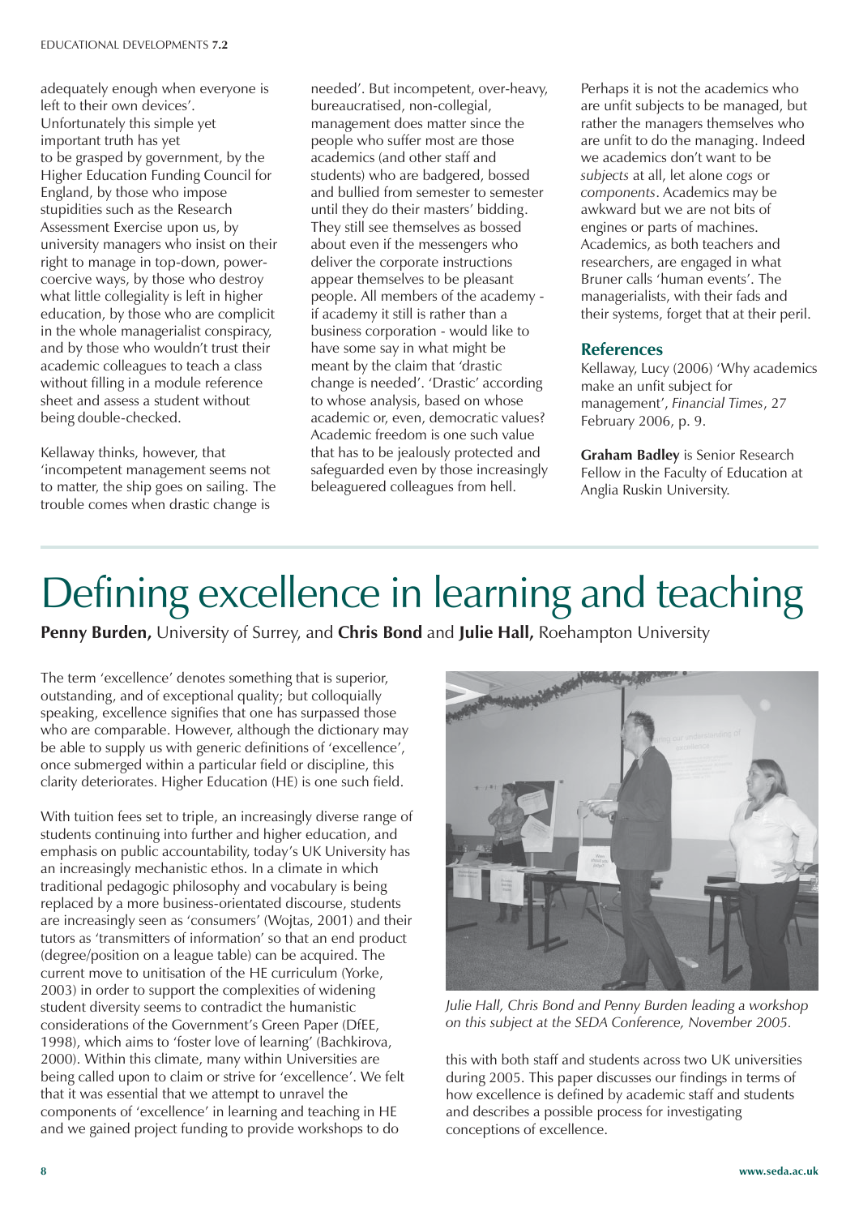adequately enough when everyone is left to their own devices'. Unfortunately this simple yet important truth has yet to be grasped by government, by the Higher Education Funding Council for England, by those who impose stupidities such as the Research Assessment Exercise upon us, by university managers who insist on their right to manage in top-down, power-coercive ways, by those who destroy what little collegiality is left in higher education, by those who are complicit in the whole managerialist conspiracy, and by those who wouldn't trust their academic colleagues to teach a class without filling in a module reference sheet and assess a student without being double-checked.

Kellaway thinks, however, that 'incompetent management seems not to matter, the ship goes on sailing. The trouble comes when drastic change is needed'. But incompetent, over-heavy, bureaucratised, non-collegial, management does matter since the people who suffer most are those academics (and other staff and students) who are badgered, bossed and bullied from semester to semester until they do their masters' bidding. They still see themselves as bossed about even if the messengers who deliver the corporate instructions appear themselves to be pleasant people. All members of the academy - if academy it still is rather than a business corporation - would like to have some say in what might be meant by the claim that 'drastic change is needed'. 'Drastic' according to whose analysis, based on whose academic or, even, democratic values? Academic freedom is one such value that has to be jealously protected and safeguarded even by those increasingly beleaguered colleagues from hell.

Perhaps it is not the academics who are unfit subjects to be managed, but rather the managers themselves who are unfit to do the managing. Indeed we academics don't want to be *subjects* at all, let alone *cogs* or *components*. Academics may be awkward but we are not bits of engines or parts of machines. Academics, as both teachers and researchers, are engaged in what Bruner calls 'human events'. The managerialists, with their fads and their systems, forget that at their peril.

## References

Kellaway, Lucy (2006) 'Why academics make an unfit subject for management', *Financial Times*, 27 February 2006, p. 9.

**Graham Badley** is Senior Research Fellow in the Faculty of Education at Anglia Ruskin University.

# Defining excellence in learning and teaching

**Penny Burden,** University of Surrey, and **Chris Bond** and **Julie Hall,** Roehampton University

The term 'excellence' denotes something that is superior, outstanding, and of exceptional quality; but colloquially speaking, excellence signifies that one has surpassed those who are comparable. However, although the dictionary may be able to supply us with generic definitions of 'excellence', once submerged within a particular field or discipline, this clarity deteriorates. Higher Education (HE) is one such field.

With tuition fees set to triple, an increasingly diverse range of students continuing into further and higher education, and emphasis on public accountability, today's UK University has an increasingly mechanistic ethos. In a climate in which traditional pedagogic philosophy and vocabulary is being replaced by a more business-orientated discourse, students are increasingly seen as 'consumers' (Wojtas, 2001) and their tutors as 'transmitters of information' so that an end product (degree/position on a league table) can be acquired. The current move to unitisation of the HE curriculum (Yorke, 2003) in order to support the complexities of widening student diversity seems to contradict the humanistic considerations of the Government's Green Paper (DfEE, 1998), which aims to 'foster love of learning' (Bachkirova, 2000). Within this climate, many within Universities are being called upon to claim or strive for 'excellence'. We felt that it was essential that we attempt to unravel the components of 'excellence' in learning and teaching in HE and we gained project funding to provide workshops to do this with both staff and students across two UK universities during 2005. This paper discusses our findings in terms of how excellence is defined by academic staff and students and describes a possible process for investigating conceptions of excellence.

*Julie Hall, Chris Bond and Penny Burden leading a workshop on this subject at the SEDA Conference, November 2005.*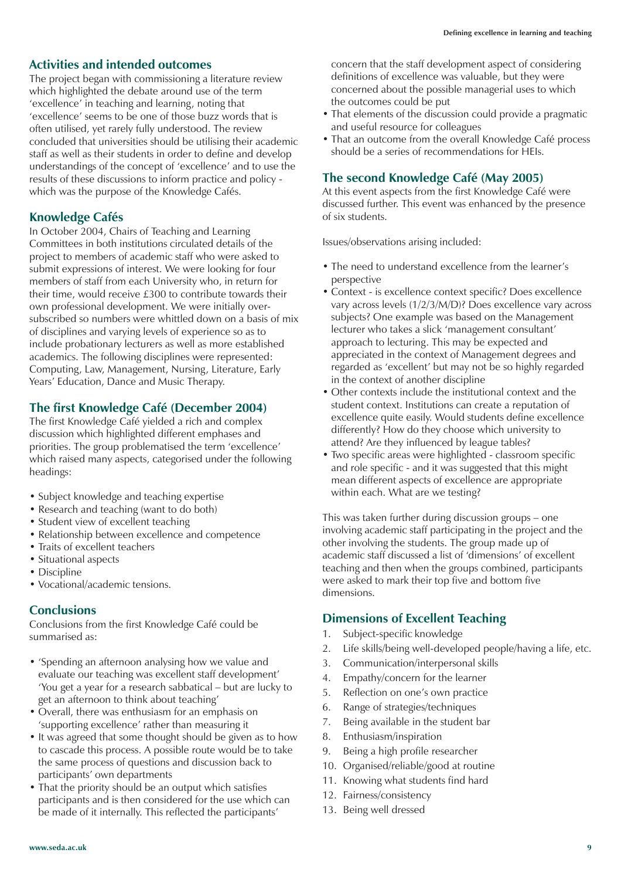## Activities and intended outcomes

The project began with commissioning a literature review which highlighted the debate around use of the term 'excellence' in teaching and learning, noting that 'excellence' seems to be one of those buzz words that is often utilised, yet rarely fully understood. The review concluded that universities should be utilising their academic staff as well as their students in order to define and develop understandings of the concept of 'excellence' and to use the results of these discussions to inform practice and policy - which was the purpose of the Knowledge Cafés.

## Knowledge Cafés

In October 2004, Chairs of Teaching and Learning Committees in both institutions circulated details of the project to members of academic staff who were asked to submit expressions of interest. We were looking for four members of staff from each University who, in return for their time, would receive £300 to contribute towards their own professional development. We were initially over-subscribed so numbers were whittled down on a basis of mix of disciplines and varying levels of experience so as to include probationary lecturers as well as more established academics. The following disciplines were represented: Computing, Law, Management, Nursing, Literature, Early Years' Education, Dance and Music Therapy.

## The first Knowledge Café (December 2004)

The first Knowledge Café yielded a rich and complex discussion which highlighted different emphases and priorities. The group problematised the term 'excellence' which raised many aspects, categorised under the following headings:

- Subject knowledge and teaching expertise
- Research and teaching (want to do both)
- Student view of excellent teaching
- Relationship between excellence and competence
- Traits of excellent teachers
- Situational aspects
- Discipline
- Vocational/academic tensions.

## Conclusions

Conclusions from the first Knowledge Café could be summarised as:

- 'Spending an afternoon analysing how we value and evaluate our teaching was excellent staff development' 'You get a year for a research sabbatical – but are lucky to get an afternoon to think about teaching'
- Overall, there was enthusiasm for an emphasis on 'supporting excellence' rather than measuring it
- It was agreed that some thought should be given as to how to cascade this process. A possible route would be to take the same process of questions and discussion back to participants' own departments
- That the priority should be an output which satisfies participants and is then considered for the use which can be made of it internally. This reflected the participants' concern that the staff development aspect of considering definitions of excellence was valuable, but they were concerned about the possible managerial uses to which the outcomes could be put
- That elements of the discussion could provide a pragmatic and useful resource for colleagues
- That an outcome from the overall Knowledge Café process should be a series of recommendations for HEIs.

## The second Knowledge Café (May 2005)

At this event aspects from the first Knowledge Café were discussed further. This event was enhanced by the presence of six students.

Issues/observations arising included:

- The need to understand excellence from the learner's perspective
- Context - is excellence context specific? Does excellence vary across levels (1/2/3/M/D)? Does excellence vary across subjects? One example was based on the Management lecturer who takes a slick 'management consultant' approach to lecturing. This may be expected and appreciated in the context of Management degrees and regarded as 'excellent' but may not be so highly regarded in the context of another discipline
- Other contexts include the institutional context and the student context. Institutions can create a reputation of excellence quite easily. Would students define excellence differently? How do they choose which university to attend? Are they influenced by league tables?
- Two specific areas were highlighted - classroom specific and role specific - and it was suggested that this might mean different aspects of excellence are appropriate within each. What are we testing?

This was taken further during discussion groups – one involving academic staff participating in the project and the other involving the students. The group made up of academic staff discussed a list of 'dimensions' of excellent teaching and then when the groups combined, participants were asked to mark their top five and bottom five dimensions.

## Dimensions of Excellent Teaching

1. Subject-specific knowledge
2. Life skills/being well-developed people/having a life, etc.
3. Communication/interpersonal skills
4. Empathy/concern for the learner
5. Reflection on one's own practice
6. Range of strategies/techniques
7. Being available in the student bar
8. Enthusiasm/inspiration
9. Being a high profile researcher
10. Organised/reliable/good at routine
11. Knowing what students find hard
12. Fairness/consistency
13. Being well dressed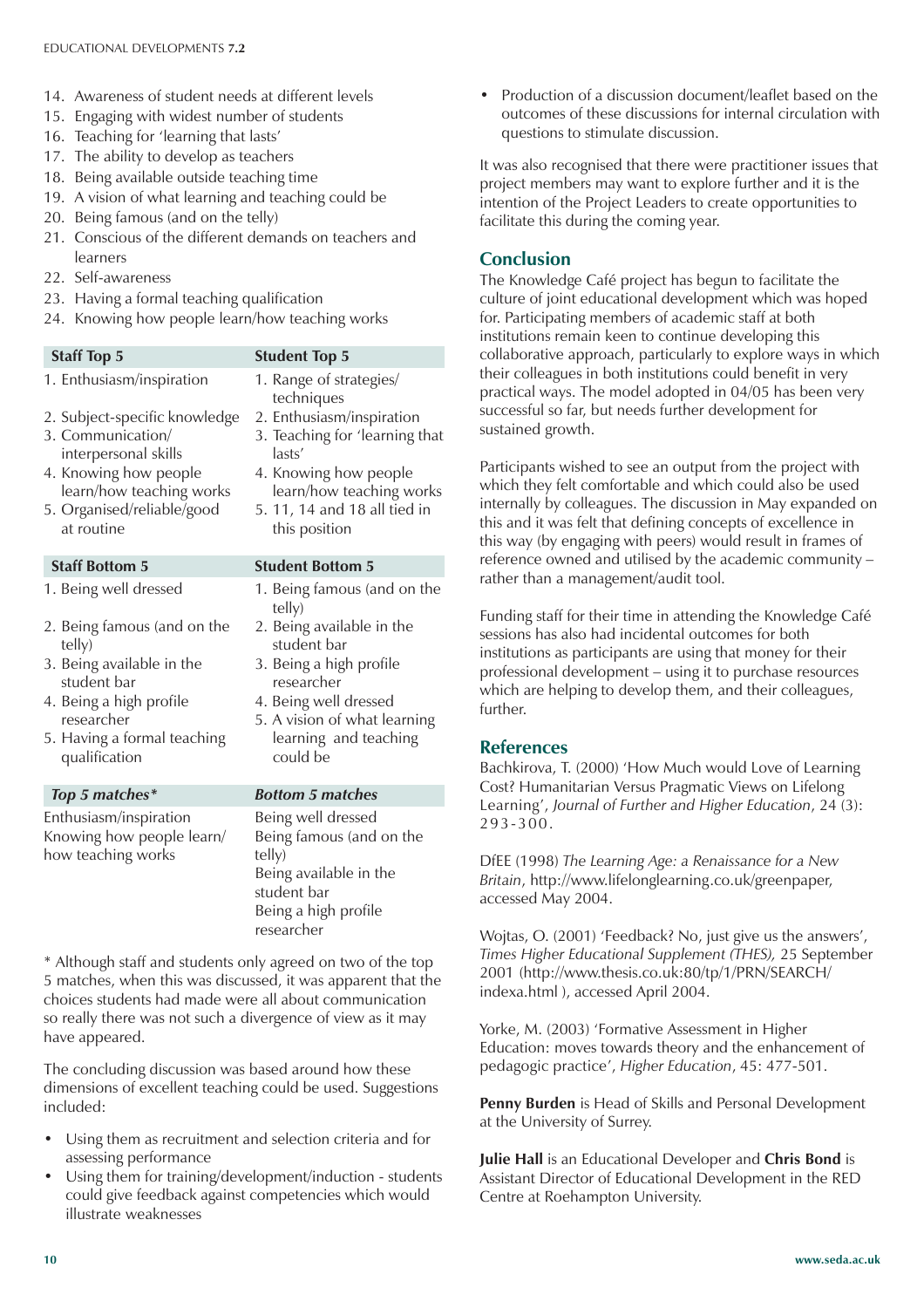14. Awareness of student needs at different levels
15. Engaging with widest number of students
16. Teaching for 'learning that lasts'
17. The ability to develop as teachers
18. Being available outside teaching time
19. A vision of what learning and teaching could be
20. Being famous (and on the telly)
21. Conscious of the different demands on teachers and learners
22. Self-awareness
23. Having a formal teaching qualification
24. Knowing how people learn/how teaching works

| Staff Top 5 | Student Top 5 |
|---|---|
| 1. Enthusiasm/inspiration | 1. Range of strategies/ techniques |
| 2. Subject-specific knowledge | 2. Enthusiasm/inspiration |
| 3. Communication/ interpersonal skills | 3. Teaching for 'learning that lasts' |
| 4. Knowing how people learn/how teaching works | 4. Knowing how people learn/how teaching works |
| 5. Organised/reliable/good at routine | 5. 11, 14 and 18 all tied in this position |

| Staff Bottom 5 | Student Bottom 5 |
|---|---|
| 1. Being well dressed | 1. Being famous (and on the telly) |
| 2. Being famous (and on the telly) | 2. Being available in the student bar |
| 3. Being available in the student bar | 3. Being a high profile researcher |
| 4. Being a high profile researcher | 4. Being well dressed |
| 5. Having a formal teaching qualification | 5. A vision of what learning learning and teaching could be |

| *Top 5 matches\** | *Bottom 5 matches* |
|---|---|
| Enthusiasm/inspiration | Being well dressed |
| Knowing how people learn/ how teaching works | Being famous (and on the telly) |
| | Being available in the student bar |
| | Being a high profile researcher |

\* Although staff and students only agreed on two of the top 5 matches, when this was discussed, it was apparent that the choices students had made were all about communication so really there was not such a divergence of view as it may have appeared.

The concluding discussion was based around how these dimensions of excellent teaching could be used. Suggestions included:

- Using them as recruitment and selection criteria and for assessing performance
- Using them for training/development/induction - students could give feedback against competencies which would illustrate weaknesses
- Production of a discussion document/leaflet based on the outcomes of these discussions for internal circulation with questions to stimulate discussion.

It was also recognised that there were practitioner issues that project members may want to explore further and it is the intention of the Project Leaders to create opportunities to facilitate this during the coming year.

## Conclusion

The Knowledge Café project has begun to facilitate the culture of joint educational development which was hoped for. Participating members of academic staff at both institutions remain keen to continue developing this collaborative approach, particularly to explore ways in which their colleagues in both institutions could benefit in very practical ways. The model adopted in 04/05 has been very successful so far, but needs further development for sustained growth.

Participants wished to see an output from the project with which they felt comfortable and which could also be used internally by colleagues. The discussion in May expanded on this and it was felt that defining concepts of excellence in this way (by engaging with peers) would result in frames of reference owned and utilised by the academic community – rather than a management/audit tool.

Funding staff for their time in attending the Knowledge Café sessions has also had incidental outcomes for both institutions as participants are using that money for their professional development – using it to purchase resources which are helping to develop them, and their colleagues, further.

## References

Bachkirova, T. (2000) 'How Much would Love of Learning Cost? Humanitarian Versus Pragmatic Views on Lifelong Learning', *Journal of Further and Higher Education*, 24 (3): 293-300.

DfEE (1998) *The Learning Age: a Renaissance for a New Britain*, http://www.lifelonglearning.co.uk/greenpaper, accessed May 2004.

Wojtas, O. (2001) 'Feedback? No, just give us the answers', *Times Higher Educational Supplement (THES),* 25 September 2001 (http://www.thesis.co.uk:80/tp/1/PRN/SEARCH/indexa.html ), accessed April 2004.

Yorke, M. (2003) 'Formative Assessment in Higher Education: moves towards theory and the enhancement of pedagogic practice', *Higher Education*, 45: 477-501.

**Penny Burden** is Head of Skills and Personal Development at the University of Surrey.

**Julie Hall** is an Educational Developer and **Chris Bond** is Assistant Director of Educational Development in the RED Centre at Roehampton University.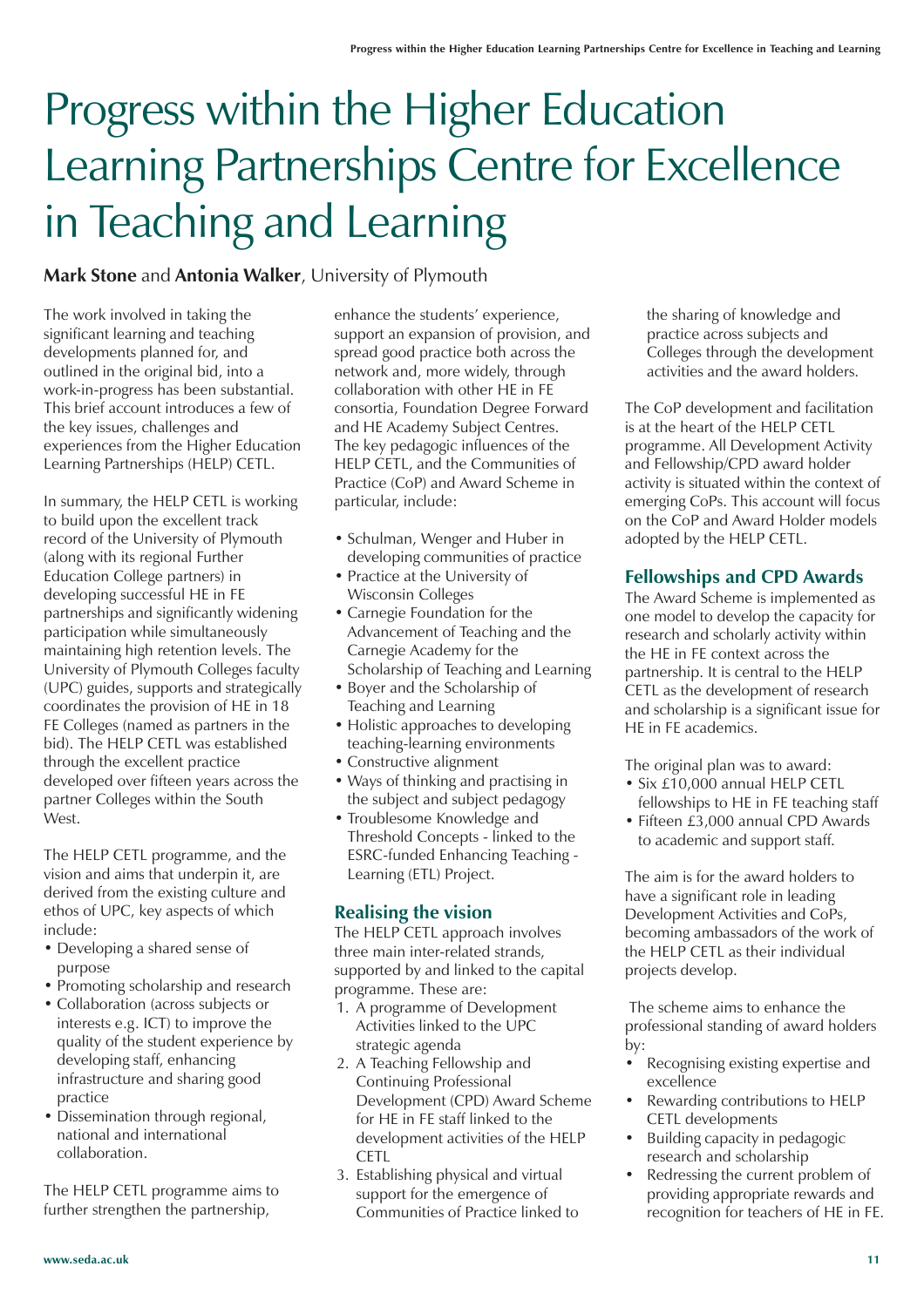# Progress within the Higher Education Learning Partnerships Centre for Excellence in Teaching and Learning

**Mark Stone** and **Antonia Walker**, University of Plymouth

The work involved in taking the significant learning and teaching developments planned for, and outlined in the original bid, into a work-in-progress has been substantial. This brief account introduces a few of the key issues, challenges and experiences from the Higher Education Learning Partnerships (HELP) CETL.

In summary, the HELP CETL is working to build upon the excellent track record of the University of Plymouth (along with its regional Further Education College partners) in developing successful HE in FE partnerships and significantly widening participation while simultaneously maintaining high retention levels. The University of Plymouth Colleges faculty (UPC) guides, supports and strategically coordinates the provision of HE in 18 FE Colleges (named as partners in the bid). The HELP CETL was established through the excellent practice developed over fifteen years across the partner Colleges within the South West.

The HELP CETL programme, and the vision and aims that underpin it, are derived from the existing culture and ethos of UPC, key aspects of which include:

- Developing a shared sense of purpose
- Promoting scholarship and research
- Collaboration (across subjects or interests e.g. ICT) to improve the quality of the student experience by developing staff, enhancing infrastructure and sharing good practice
- Dissemination through regional, national and international collaboration.

The HELP CETL programme aims to further strengthen the partnership, enhance the students' experience, support an expansion of provision, and spread good practice both across the network and, more widely, through collaboration with other HE in FE consortia, Foundation Degree Forward and HE Academy Subject Centres. The key pedagogic influences of the HELP CETL, and the Communities of Practice (CoP) and Award Scheme in particular, include:

- Schulman, Wenger and Huber in developing communities of practice
- Practice at the University of Wisconsin Colleges
- Carnegie Foundation for the Advancement of Teaching and the Carnegie Academy for the Scholarship of Teaching and Learning
- Boyer and the Scholarship of Teaching and Learning
- Holistic approaches to developing teaching-learning environments
- Constructive alignment
- Ways of thinking and practising in the subject and subject pedagogy
- Troublesome Knowledge and Threshold Concepts - linked to the ESRC-funded Enhancing Teaching - Learning (ETL) Project.

## Realising the vision

The HELP CETL approach involves three main inter-related strands, supported by and linked to the capital programme. These are:

1. A programme of Development Activities linked to the UPC strategic agenda
2. A Teaching Fellowship and Continuing Professional Development (CPD) Award Scheme for HE in FE staff linked to the development activities of the HELP CETL
3. Establishing physical and virtual support for the emergence of Communities of Practice linked to the sharing of knowledge and practice across subjects and Colleges through the development activities and the award holders.

The CoP development and facilitation is at the heart of the HELP CETL programme. All Development Activity and Fellowship/CPD award holder activity is situated within the context of emerging CoPs. This account will focus on the CoP and Award Holder models adopted by the HELP CETL.

## Fellowships and CPD Awards

The Award Scheme is implemented as one model to develop the capacity for research and scholarly activity within the HE in FE context across the partnership. It is central to the HELP CETL as the development of research and scholarship is a significant issue for HE in FE academics.

The original plan was to award:

- Six £10,000 annual HELP CETL fellowships to HE in FE teaching staff
- Fifteen £3,000 annual CPD Awards to academic and support staff.

The aim is for the award holders to have a significant role in leading Development Activities and CoPs, becoming ambassadors of the work of the HELP CETL as their individual projects develop.

The scheme aims to enhance the professional standing of award holders by:

- Recognising existing expertise and excellence
- Rewarding contributions to HELP CETL developments
- Building capacity in pedagogic research and scholarship
- Redressing the current problem of providing appropriate rewards and recognition for teachers of HE in FE.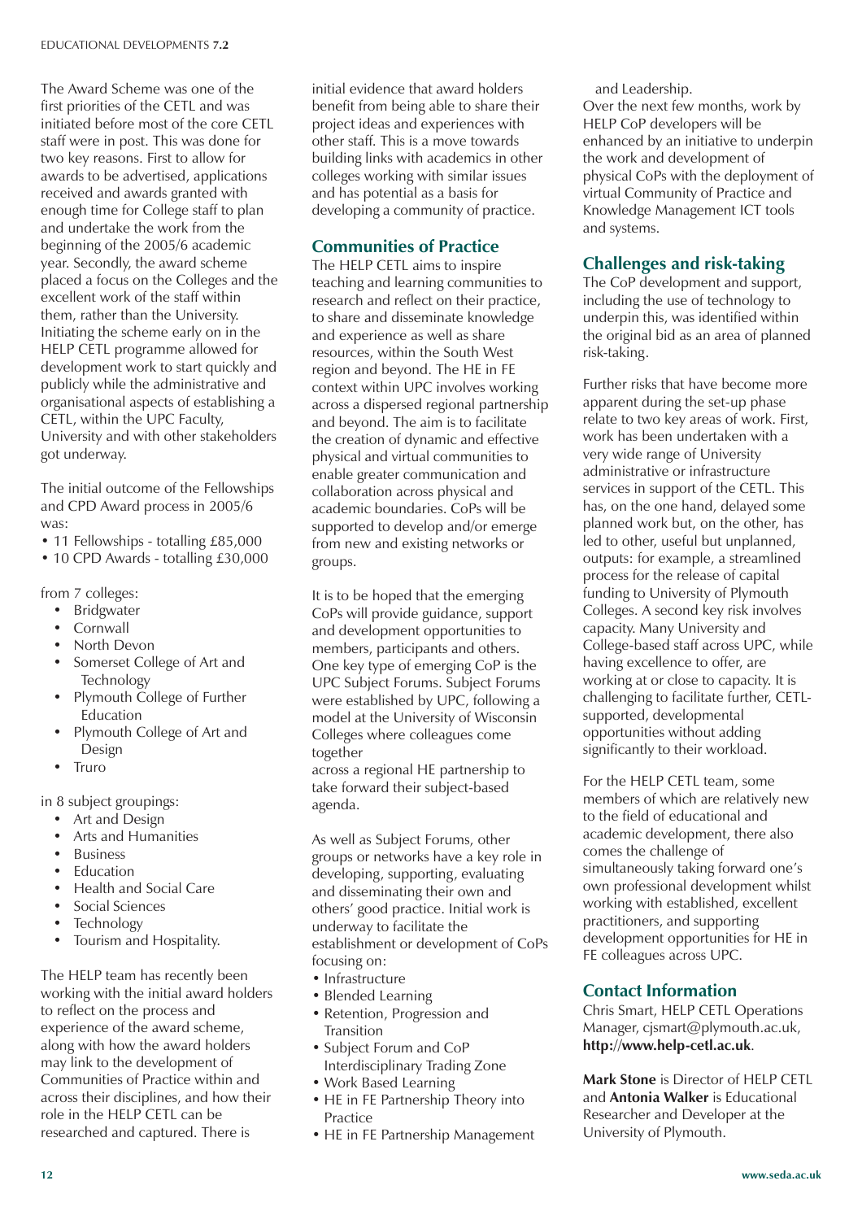The Award Scheme was one of the first priorities of the CETL and was initiated before most of the core CETL staff were in post. This was done for two key reasons. First to allow for awards to be advertised, applications received and awards granted with enough time for College staff to plan and undertake the work from the beginning of the 2005/6 academic year. Secondly, the award scheme placed a focus on the Colleges and the excellent work of the staff within them, rather than the University. Initiating the scheme early on in the HELP CETL programme allowed for development work to start quickly and publicly while the administrative and organisational aspects of establishing a CETL, within the UPC Faculty, University and with other stakeholders got underway.

The initial outcome of the Fellowships and CPD Award process in 2005/6 was:

- 11 Fellowships - totalling £85,000
- 10 CPD Awards - totalling £30,000

from 7 colleges:

- Bridgwater
- Cornwall
- North Devon
- Somerset College of Art and Technology
- Plymouth College of Further Education
- Plymouth College of Art and Design
- Truro

in 8 subject groupings:

- Art and Design
- Arts and Humanities
- Business
- Education
- Health and Social Care
- Social Sciences
- Technology
- Tourism and Hospitality.

The HELP team has recently been working with the initial award holders to reflect on the process and experience of the award scheme, along with how the award holders may link to the development of Communities of Practice within and across their disciplines, and how their role in the HELP CETL can be researched and captured. There is initial evidence that award holders benefit from being able to share their project ideas and experiences with other staff. This is a move towards building links with academics in other colleges working with similar issues and has potential as a basis for developing a community of practice.

## Communities of Practice

The HELP CETL aims to inspire teaching and learning communities to research and reflect on their practice, to share and disseminate knowledge and experience as well as share resources, within the South West region and beyond. The HE in FE context within UPC involves working across a dispersed regional partnership and beyond. The aim is to facilitate the creation of dynamic and effective physical and virtual communities to enable greater communication and collaboration across physical and academic boundaries. CoPs will be supported to develop and/or emerge from new and existing networks or groups.

It is to be hoped that the emerging CoPs will provide guidance, support and development opportunities to members, participants and others. One key type of emerging CoP is the UPC Subject Forums. Subject Forums were established by UPC, following a model at the University of Wisconsin Colleges where colleagues come together across a regional HE partnership to take forward their subject-based agenda.

As well as Subject Forums, other groups or networks have a key role in developing, supporting, evaluating and disseminating their own and others' good practice. Initial work is underway to facilitate the establishment or development of CoPs focusing on:

- Infrastructure
- Blended Learning
- Retention, Progression and Transition
- Subject Forum and CoP Interdisciplinary Trading Zone
- Work Based Learning
- HE in FE Partnership Theory into Practice
- HE in FE Partnership Management and Leadership.

Over the next few months, work by HELP CoP developers will be enhanced by an initiative to underpin the work and development of physical CoPs with the deployment of virtual Community of Practice and Knowledge Management ICT tools and systems.

## Challenges and risk-taking

The CoP development and support, including the use of technology to underpin this, was identified within the original bid as an area of planned risk-taking.

Further risks that have become more apparent during the set-up phase relate to two key areas of work. First, work has been undertaken with a very wide range of University administrative or infrastructure services in support of the CETL. This has, on the one hand, delayed some planned work but, on the other, has led to other, useful but unplanned, outputs: for example, a streamlined process for the release of capital funding to University of Plymouth Colleges. A second key risk involves capacity. Many University and College-based staff across UPC, while having excellence to offer, are working at or close to capacity. It is challenging to facilitate further, CETL-supported, developmental opportunities without adding significantly to their workload.

For the HELP CETL team, some members of which are relatively new to the field of educational and academic development, there also comes the challenge of simultaneously taking forward one's own professional development whilst working with established, excellent practitioners, and supporting development opportunities for HE in FE colleagues across UPC.

## Contact Information

Chris Smart, HELP CETL Operations Manager, cjsmart@plymouth.ac.uk, **http://www.help-cetl.ac.uk**.

**Mark Stone** is Director of HELP CETL and **Antonia Walker** is Educational Researcher and Developer at the University of Plymouth.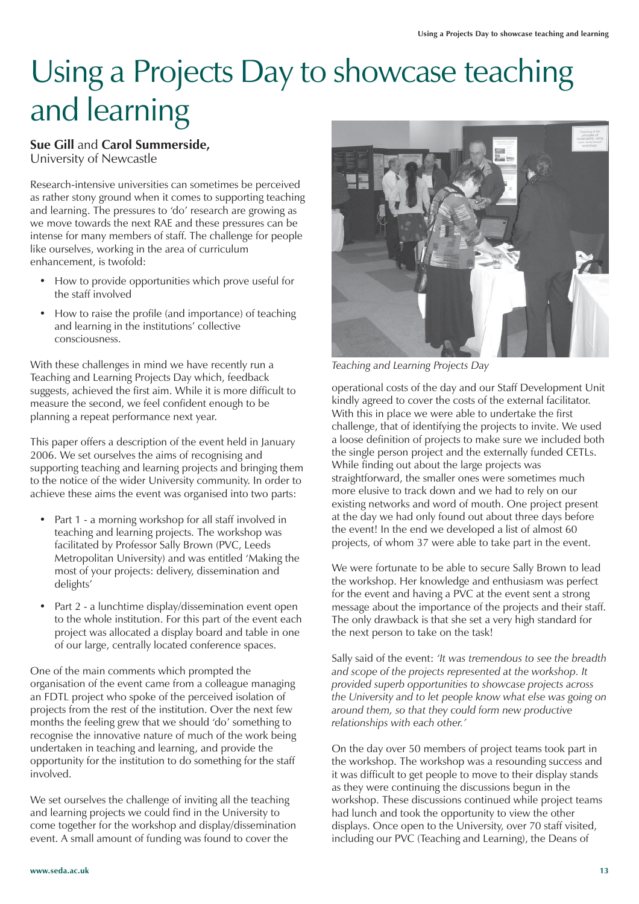# Using a Projects Day to showcase teaching and learning

**Sue Gill** and **Carol Summerside,**
University of Newcastle

Research-intensive universities can sometimes be perceived as rather stony ground when it comes to supporting teaching and learning. The pressures to 'do' research are growing as we move towards the next RAE and these pressures can be intense for many members of staff. The challenge for people like ourselves, working in the area of curriculum enhancement, is twofold:

- How to provide opportunities which prove useful for the staff involved
- How to raise the profile (and importance) of teaching and learning in the institutions' collective consciousness.

With these challenges in mind we have recently run a Teaching and Learning Projects Day which, feedback suggests, achieved the first aim. While it is more difficult to measure the second, we feel confident enough to be planning a repeat performance next year.

This paper offers a description of the event held in January 2006. We set ourselves the aims of recognising and supporting teaching and learning projects and bringing them to the notice of the wider University community. In order to achieve these aims the event was organised into two parts:

- Part 1 - a morning workshop for all staff involved in teaching and learning projects. The workshop was facilitated by Professor Sally Brown (PVC, Leeds Metropolitan University) and was entitled 'Making the most of your projects: delivery, dissemination and delights'
- Part 2 - a lunchtime display/dissemination event open to the whole institution. For this part of the event each project was allocated a display board and table in one of our large, centrally located conference spaces.

One of the main comments which prompted the organisation of the event came from a colleague managing an FDTL project who spoke of the perceived isolation of projects from the rest of the institution. Over the next few months the feeling grew that we should 'do' something to recognise the innovative nature of much of the work being undertaken in teaching and learning, and provide the opportunity for the institution to do something for the staff involved.

We set ourselves the challenge of inviting all the teaching and learning projects we could find in the University to come together for the workshop and display/dissemination event. A small amount of funding was found to cover the operational costs of the day and our Staff Development Unit kindly agreed to cover the costs of the external facilitator. With this in place we were able to undertake the first challenge, that of identifying the projects to invite. We used a loose definition of projects to make sure we included both the single person project and the externally funded CETLs. While finding out about the large projects was straightforward, the smaller ones were sometimes much more elusive to track down and we had to rely on our existing networks and word of mouth. One project present at the day we had only found out about three days before the event! In the end we developed a list of almost 60 projects, of whom 37 were able to take part in the event.

*Teaching and Learning Projects Day*

We were fortunate to be able to secure Sally Brown to lead the workshop. Her knowledge and enthusiasm was perfect for the event and having a PVC at the event sent a strong message about the importance of the projects and their staff. The only drawback is that she set a very high standard for the next person to take on the task!

Sally said of the event: *'It was tremendous to see the breadth and scope of the projects represented at the workshop. It provided superb opportunities to showcase projects across the University and to let people know what else was going on around them, so that they could form new productive relationships with each other.'*

On the day over 50 members of project teams took part in the workshop. The workshop was a resounding success and it was difficult to get people to move to their display stands as they were continuing the discussions begun in the workshop. These discussions continued while project teams had lunch and took the opportunity to view the other displays. Once open to the University, over 70 staff visited, including our PVC (Teaching and Learning), the Deans of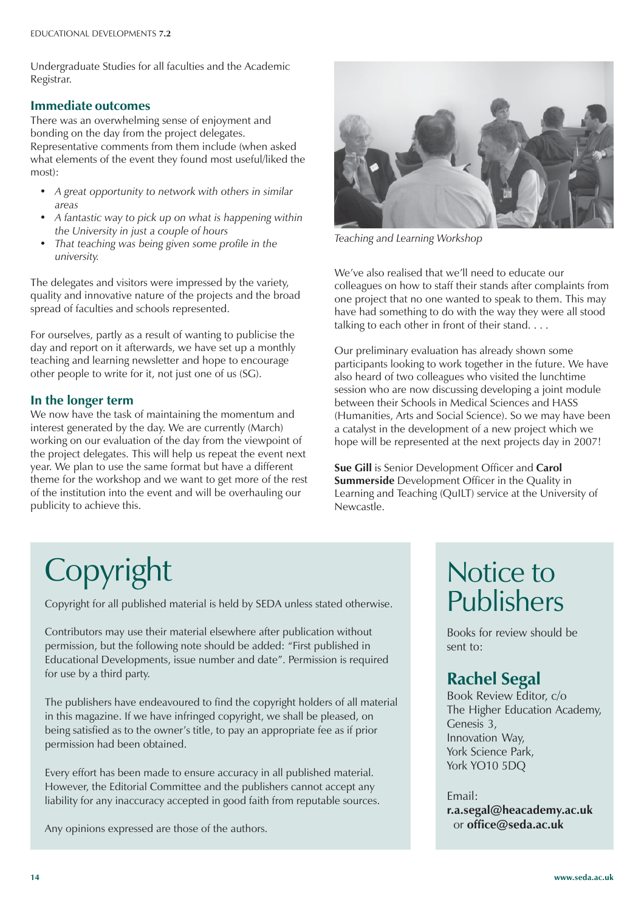Undergraduate Studies for all faculties and the Academic Registrar.

### Immediate outcomes

There was an overwhelming sense of enjoyment and bonding on the day from the project delegates. Representative comments from them include (when asked what elements of the event they found most useful/liked the most):

- *A great opportunity to network with others in similar areas*
- *A fantastic way to pick up on what is happening within the University in just a couple of hours*
- *That teaching was being given some profile in the university.*

The delegates and visitors were impressed by the variety, quality and innovative nature of the projects and the broad spread of faculties and schools represented.

For ourselves, partly as a result of wanting to publicise the day and report on it afterwards, we have set up a monthly teaching and learning newsletter and hope to encourage other people to write for it, not just one of us (SG).

### In the longer term

We now have the task of maintaining the momentum and interest generated by the day. We are currently (March) working on our evaluation of the day from the viewpoint of the project delegates. This will help us repeat the event next year. We plan to use the same format but have a different theme for the workshop and we want to get more of the rest of the institution into the event and will be overhauling our publicity to achieve this.

*Teaching and Learning Workshop*

We've also realised that we'll need to educate our colleagues on how to staff their stands after complaints from one project that no one wanted to speak to them. This may have had something to do with the way they were all stood talking to each other in front of their stand. . . .

Our preliminary evaluation has already shown some participants looking to work together in the future. We have also heard of two colleagues who visited the lunchtime session who are now discussing developing a joint module between their Schools in Medical Sciences and HASS (Humanities, Arts and Social Science). So we may have been a catalyst in the development of a new project which we hope will be represented at the next projects day in 2007!

**Sue Gill** is Senior Development Officer and **Carol Summerside** Development Officer in the Quality in Learning and Teaching (QuILT) service at the University of Newcastle.

# Copyright

Copyright for all published material is held by SEDA unless stated otherwise.

Contributors may use their material elsewhere after publication without permission, but the following note should be added: "First published in Educational Developments, issue number and date". Permission is required for use by a third party.

The publishers have endeavoured to find the copyright holders of all material in this magazine. If we have infringed copyright, we shall be pleased, on being satisfied as to the owner's title, to pay an appropriate fee as if prior permission had been obtained.

Every effort has been made to ensure accuracy in all published material. However, the Editorial Committee and the publishers cannot accept any liability for any inaccuracy accepted in good faith from reputable sources.

Any opinions expressed are those of the authors.

# Notice to Publishers

Books for review should be sent to:

## Rachel Segal

Book Review Editor, c/o
The Higher Education Academy,
Genesis 3,
Innovation Way,
York Science Park,
York YO10 5DQ

Email:
**r.a.segal@heacademy.ac.uk**
or **office@seda.ac.uk**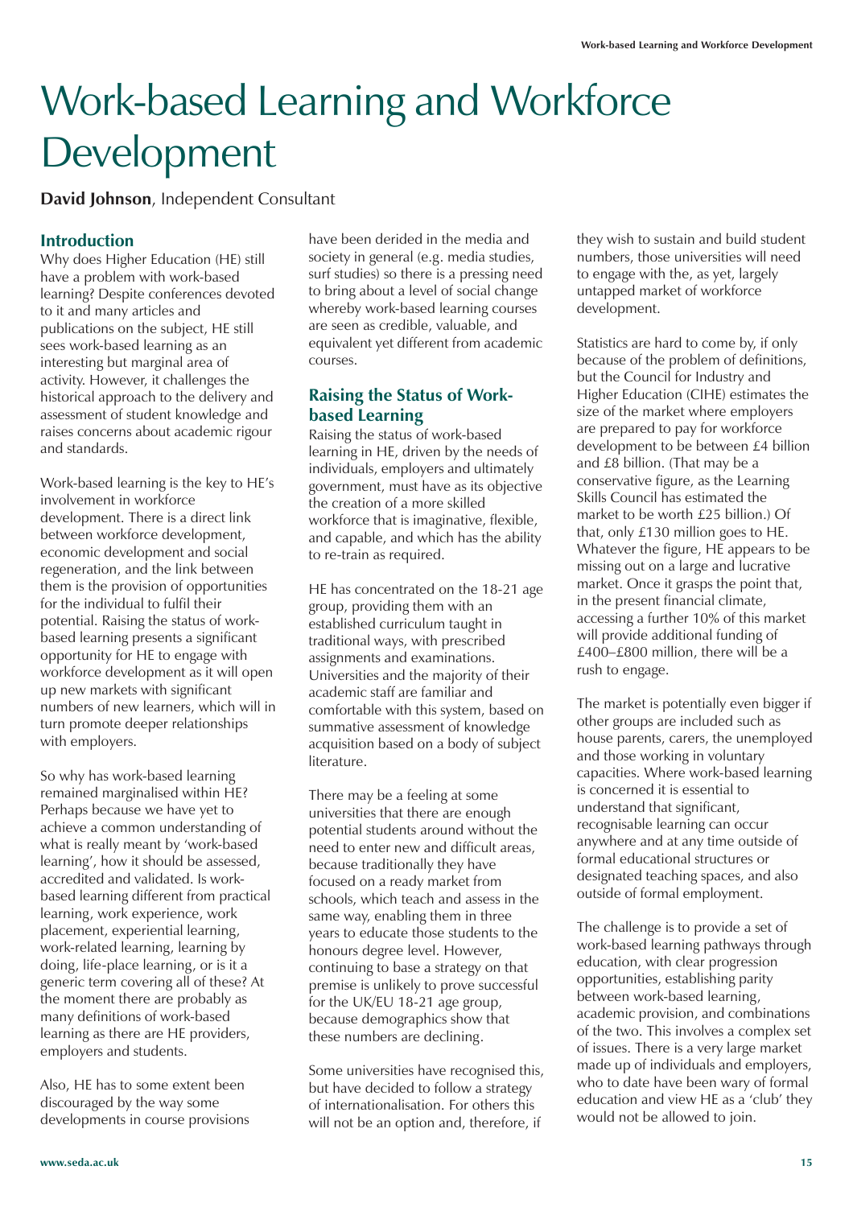# Work-based Learning and Workforce Development

**David Johnson**, Independent Consultant

## Introduction

Why does Higher Education (HE) still have a problem with work-based learning? Despite conferences devoted to it and many articles and publications on the subject, HE still sees work-based learning as an interesting but marginal area of activity. However, it challenges the historical approach to the delivery and assessment of student knowledge and raises concerns about academic rigour and standards.

Work-based learning is the key to HE's involvement in workforce development. There is a direct link between workforce development, economic development and social regeneration, and the link between them is the provision of opportunities for the individual to fulfil their potential. Raising the status of work-based learning presents a significant opportunity for HE to engage with workforce development as it will open up new markets with significant numbers of new learners, which will in turn promote deeper relationships with employers.

So why has work-based learning remained marginalised within HE? Perhaps because we have yet to achieve a common understanding of what is really meant by 'work-based learning', how it should be assessed, accredited and validated. Is work-based learning different from practical learning, work experience, work placement, experiential learning, work-related learning, learning by doing, life-place learning, or is it a generic term covering all of these? At the moment there are probably as many definitions of work-based learning as there are HE providers, employers and students.

Also, HE has to some extent been discouraged by the way some developments in course provisions have been derided in the media and society in general (e.g. media studies, surf studies) so there is a pressing need to bring about a level of social change whereby work-based learning courses are seen as credible, valuable, and equivalent yet different from academic courses.

## Raising the Status of Work-based Learning

Raising the status of work-based learning in HE, driven by the needs of individuals, employers and ultimately government, must have as its objective the creation of a more skilled workforce that is imaginative, flexible, and capable, and which has the ability to re-train as required.

HE has concentrated on the 18-21 age group, providing them with an established curriculum taught in traditional ways, with prescribed assignments and examinations. Universities and the majority of their academic staff are familiar and comfortable with this system, based on summative assessment of knowledge acquisition based on a body of subject literature.

There may be a feeling at some universities that there are enough potential students around without the need to enter new and difficult areas, because traditionally they have focused on a ready market from schools, which teach and assess in the same way, enabling them in three years to educate those students to the honours degree level. However, continuing to base a strategy on that premise is unlikely to prove successful for the UK/EU 18-21 age group, because demographics show that these numbers are declining.

Some universities have recognised this, but have decided to follow a strategy of internationalisation. For others this will not be an option and, therefore, if they wish to sustain and build student numbers, those universities will need to engage with the, as yet, largely untapped market of workforce development.

Statistics are hard to come by, if only because of the problem of definitions, but the Council for Industry and Higher Education (CIHE) estimates the size of the market where employers are prepared to pay for workforce development to be between £4 billion and £8 billion. (That may be a conservative figure, as the Learning Skills Council has estimated the market to be worth £25 billion.) Of that, only £130 million goes to HE. Whatever the figure, HE appears to be missing out on a large and lucrative market. Once it grasps the point that, in the present financial climate, accessing a further 10% of this market will provide additional funding of £400–£800 million, there will be a rush to engage.

The market is potentially even bigger if other groups are included such as house parents, carers, the unemployed and those working in voluntary capacities. Where work-based learning is concerned it is essential to understand that significant, recognisable learning can occur anywhere and at any time outside of formal educational structures or designated teaching spaces, and also outside of formal employment.

The challenge is to provide a set of work-based learning pathways through education, with clear progression opportunities, establishing parity between work-based learning, academic provision, and combinations of the two. This involves a complex set of issues. There is a very large market made up of individuals and employers, who to date have been wary of formal education and view HE as a 'club' they would not be allowed to join.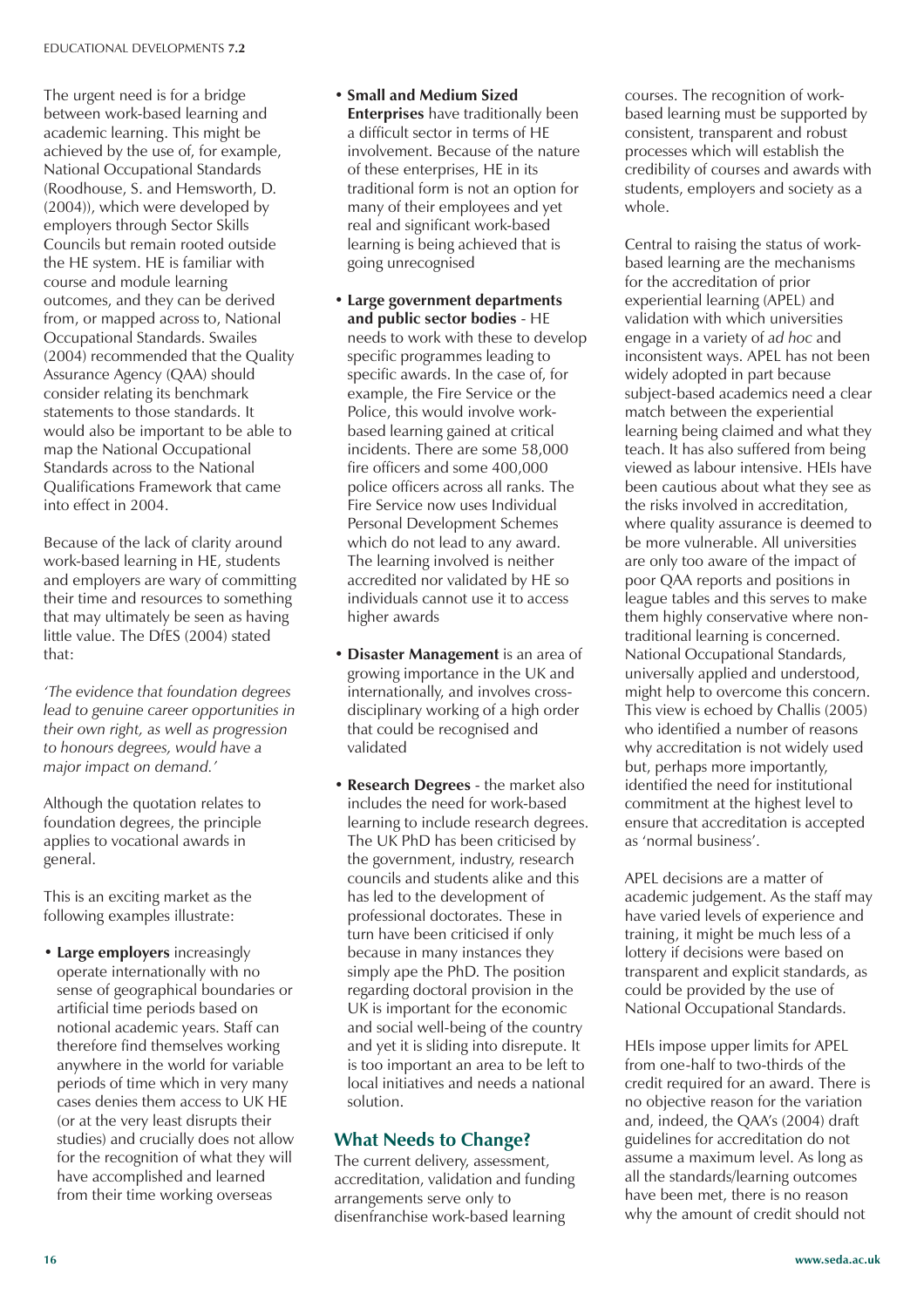The urgent need is for a bridge between work-based learning and academic learning. This might be achieved by the use of, for example, National Occupational Standards (Roodhouse, S. and Hemsworth, D. (2004)), which were developed by employers through Sector Skills Councils but remain rooted outside the HE system. HE is familiar with course and module learning outcomes, and they can be derived from, or mapped across to, National Occupational Standards. Swailes (2004) recommended that the Quality Assurance Agency (QAA) should consider relating its benchmark statements to those standards. It would also be important to be able to map the National Occupational Standards across to the National Qualifications Framework that came into effect in 2004.

Because of the lack of clarity around work-based learning in HE, students and employers are wary of committing their time and resources to something that may ultimately be seen as having little value. The DfES (2004) stated that:

*'The evidence that foundation degrees lead to genuine career opportunities in their own right, as well as progression to honours degrees, would have a major impact on demand.'*

Although the quotation relates to foundation degrees, the principle applies to vocational awards in general.

This is an exciting market as the following examples illustrate:

- **Large employers** increasingly operate internationally with no sense of geographical boundaries or artificial time periods based on notional academic years. Staff can therefore find themselves working anywhere in the world for variable periods of time which in very many cases denies them access to UK HE (or at the very least disrupts their studies) and crucially does not allow for the recognition of what they will have accomplished and learned from their time working overseas
- **Small and Medium Sized Enterprises** have traditionally been a difficult sector in terms of HE involvement. Because of the nature of these enterprises, HE in its traditional form is not an option for many of their employees and yet real and significant work-based learning is being achieved that is going unrecognised
- **Large government departments and public sector bodies** - HE needs to work with these to develop specific programmes leading to specific awards. In the case of, for example, the Fire Service or the Police, this would involve work-based learning gained at critical incidents. There are some 58,000 fire officers and some 400,000 police officers across all ranks. The Fire Service now uses Individual Personal Development Schemes which do not lead to any award. The learning involved is neither accredited nor validated by HE so individuals cannot use it to access higher awards
- **Disaster Management** is an area of growing importance in the UK and internationally, and involves cross-disciplinary working of a high order that could be recognised and validated
- **Research Degrees** - the market also includes the need for work-based learning to include research degrees. The UK PhD has been criticised by the government, industry, research councils and students alike and this has led to the development of professional doctorates. These in turn have been criticised if only because in many instances they simply ape the PhD. The position regarding doctoral provision in the UK is important for the economic and social well-being of the country and yet it is sliding into disrepute. It is too important an area to be left to local initiatives and needs a national solution.

## What Needs to Change?

The current delivery, assessment, accreditation, validation and funding arrangements serve only to disenfranchise work-based learning courses. The recognition of work-based learning must be supported by consistent, transparent and robust processes which will establish the credibility of courses and awards with students, employers and society as a whole.

Central to raising the status of work-based learning are the mechanisms for the accreditation of prior experiential learning (APEL) and validation with which universities engage in a variety of *ad hoc* and inconsistent ways. APEL has not been widely adopted in part because subject-based academics need a clear match between the experiential learning being claimed and what they teach. It has also suffered from being viewed as labour intensive. HEIs have been cautious about what they see as the risks involved in accreditation, where quality assurance is deemed to be more vulnerable. All universities are only too aware of the impact of poor QAA reports and positions in league tables and this serves to make them highly conservative where non-traditional learning is concerned. National Occupational Standards, universally applied and understood, might help to overcome this concern. This view is echoed by Challis (2005) who identified a number of reasons why accreditation is not widely used but, perhaps more importantly, identified the need for institutional commitment at the highest level to ensure that accreditation is accepted as 'normal business'.

APEL decisions are a matter of academic judgement. As the staff may have varied levels of experience and training, it might be much less of a lottery if decisions were based on transparent and explicit standards, as could be provided by the use of National Occupational Standards.

HEIs impose upper limits for APEL from one-half to two-thirds of the credit required for an award. There is no objective reason for the variation and, indeed, the QAA's (2004) draft guidelines for accreditation do not assume a maximum level. As long as all the standards/learning outcomes have been met, there is no reason why the amount of credit should not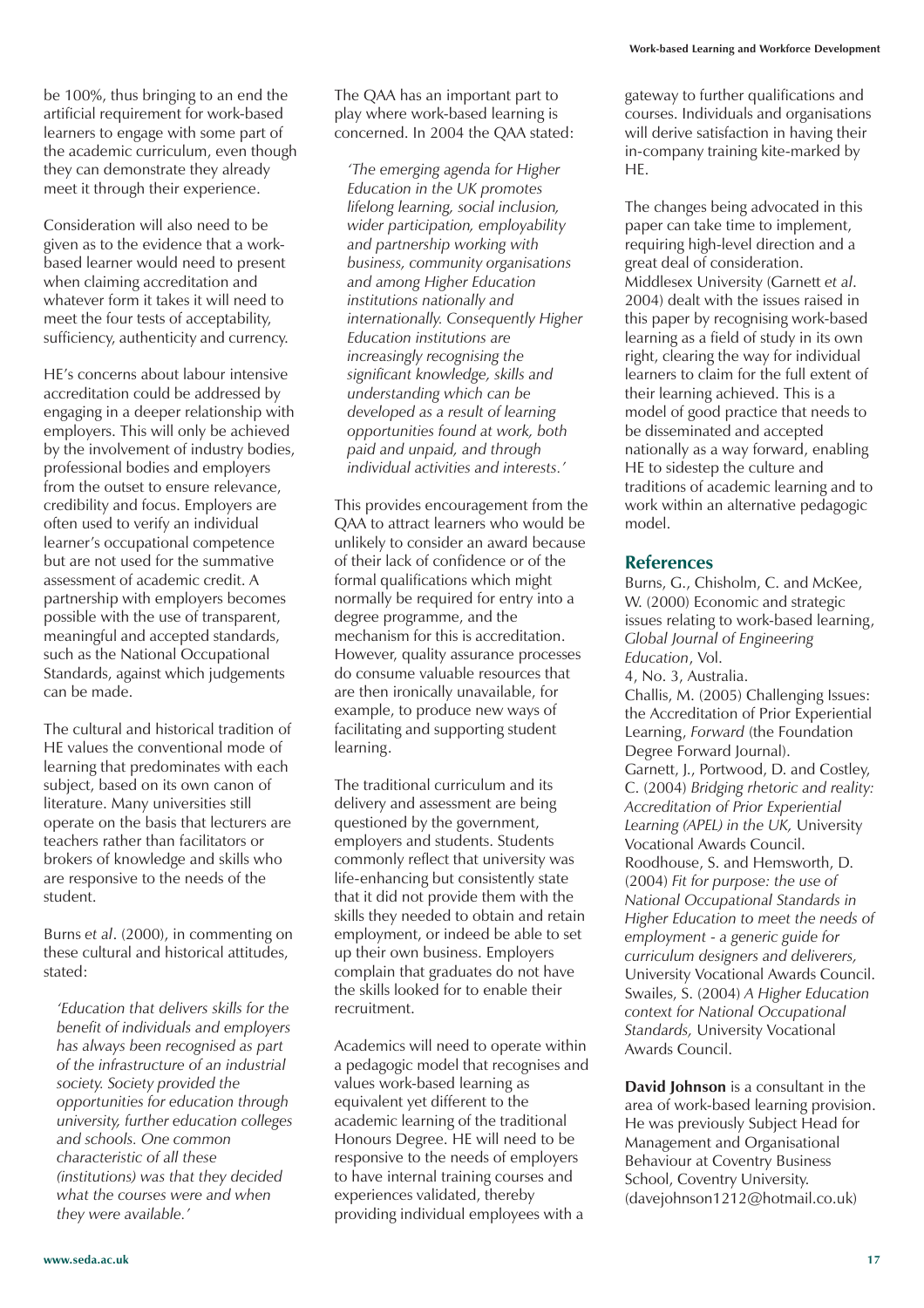be 100%, thus bringing to an end the artificial requirement for work-based learners to engage with some part of the academic curriculum, even though they can demonstrate they already meet it through their experience.

Consideration will also need to be given as to the evidence that a work-based learner would need to present when claiming accreditation and whatever form it takes it will need to meet the four tests of acceptability, sufficiency, authenticity and currency.

HE's concerns about labour intensive accreditation could be addressed by engaging in a deeper relationship with employers. This will only be achieved by the involvement of industry bodies, professional bodies and employers from the outset to ensure relevance, credibility and focus. Employers are often used to verify an individual learner's occupational competence but are not used for the summative assessment of academic credit. A partnership with employers becomes possible with the use of transparent, meaningful and accepted standards, such as the National Occupational Standards, against which judgements can be made.

The cultural and historical tradition of HE values the conventional mode of learning that predominates with each subject, based on its own canon of literature. Many universities still operate on the basis that lecturers are teachers rather than facilitators or brokers of knowledge and skills who are responsive to the needs of the student.

Burns *et al*. (2000), in commenting on these cultural and historical attitudes, stated:

> *'Education that delivers skills for the benefit of individuals and employers has always been recognised as part of the infrastructure of an industrial society. Society provided the opportunities for education through university, further education colleges and schools. One common characteristic of all these (institutions) was that they decided what the courses were and when they were available.'*

The QAA has an important part to play where work-based learning is concerned. In 2004 the QAA stated:

> *'The emerging agenda for Higher Education in the UK promotes lifelong learning, social inclusion, wider participation, employability and partnership working with business, community organisations and among Higher Education institutions nationally and internationally. Consequently Higher Education institutions are increasingly recognising the significant knowledge, skills and understanding which can be developed as a result of learning opportunities found at work, both paid and unpaid, and through individual activities and interests.'*

This provides encouragement from the QAA to attract learners who would be unlikely to consider an award because of their lack of confidence or of the formal qualifications which might normally be required for entry into a degree programme, and the mechanism for this is accreditation. However, quality assurance processes do consume valuable resources that are then ironically unavailable, for example, to produce new ways of facilitating and supporting student learning.

The traditional curriculum and its delivery and assessment are being questioned by the government, employers and students. Students commonly reflect that university was life-enhancing but consistently state that it did not provide them with the skills they needed to obtain and retain employment, or indeed be able to set up their own business. Employers complain that graduates do not have the skills looked for to enable their recruitment.

Academics will need to operate within a pedagogic model that recognises and values work-based learning as equivalent yet different to the academic learning of the traditional Honours Degree. HE will need to be responsive to the needs of employers to have internal training courses and experiences validated, thereby providing individual employees with a gateway to further qualifications and courses. Individuals and organisations will derive satisfaction in having their in-company training kite-marked by HE.

The changes being advocated in this paper can take time to implement, requiring high-level direction and a great deal of consideration. Middlesex University (Garnett *et al*. 2004) dealt with the issues raised in this paper by recognising work-based learning as a field of study in its own right, clearing the way for individual learners to claim for the full extent of their learning achieved. This is a model of good practice that needs to be disseminated and accepted nationally as a way forward, enabling HE to sidestep the culture and traditions of academic learning and to work within an alternative pedagogic model.

## References

Burns, G., Chisholm, C. and McKee, W. (2000) Economic and strategic issues relating to work-based learning, *Global Journal of Engineering Education*, Vol. 4, No. 3, Australia.

Challis, M. (2005) Challenging Issues: the Accreditation of Prior Experiential Learning, *Forward* (the Foundation Degree Forward Journal).

Garnett, J., Portwood, D. and Costley, C. (2004) *Bridging rhetoric and reality: Accreditation of Prior Experiential Learning (APEL) in the UK,* University Vocational Awards Council.

Roodhouse, S. and Hemsworth, D. (2004) *Fit for purpose: the use of National Occupational Standards in Higher Education to meet the needs of employment - a generic guide for curriculum designers and deliverers,* University Vocational Awards Council.

Swailes, S. (2004) *A Higher Education context for National Occupational Standards,* University Vocational Awards Council.

**David Johnson** is a consultant in the area of work-based learning provision. He was previously Subject Head for Management and Organisational Behaviour at Coventry Business School, Coventry University. (davejohnson1212@hotmail.co.uk)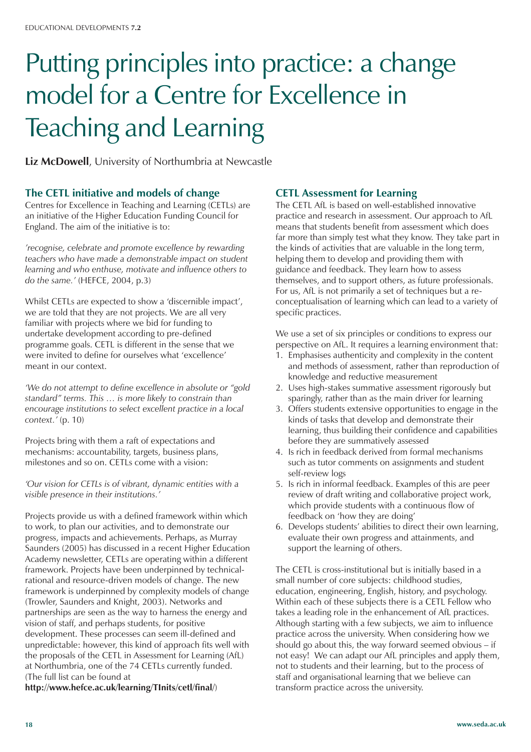# Putting principles into practice: a change model for a Centre for Excellence in Teaching and Learning

**Liz McDowell**, University of Northumbria at Newcastle

## The CETL initiative and models of change

Centres for Excellence in Teaching and Learning (CETLs) are an initiative of the Higher Education Funding Council for England. The aim of the initiative is to:

*'recognise, celebrate and promote excellence by rewarding teachers who have made a demonstrable impact on student learning and who enthuse, motivate and influence others to do the same.'* (HEFCE, 2004, p.3)

Whilst CETLs are expected to show a 'discernible impact', we are told that they are not projects. We are all very familiar with projects where we bid for funding to undertake development according to pre-defined programme goals. CETL is different in the sense that we were invited to define for ourselves what 'excellence' meant in our context.

*'We do not attempt to define excellence in absolute or "gold standard" terms. This … is more likely to constrain than encourage institutions to select excellent practice in a local context.'* (p. 10)

Projects bring with them a raft of expectations and mechanisms: accountability, targets, business plans, milestones and so on. CETLs come with a vision:

*'Our vision for CETLs is of vibrant, dynamic entities with a visible presence in their institutions.'*

Projects provide us with a defined framework within which to work, to plan our activities, and to demonstrate our progress, impacts and achievements. Perhaps, as Murray Saunders (2005) has discussed in a recent Higher Education Academy newsletter, CETLs are operating within a different framework. Projects have been underpinned by technical-rational and resource-driven models of change. The new framework is underpinned by complexity models of change (Trowler, Saunders and Knight, 2003). Networks and partnerships are seen as the way to harness the energy and vision of staff, and perhaps students, for positive development. These processes can seem ill-defined and unpredictable: however, this kind of approach fits well with the proposals of the CETL in Assessment for Learning (AfL) at Northumbria, one of the 74 CETLs currently funded. (The full list can be found at **http://www.hefce.ac.uk/learning/TInits/cetl/final/**)

## CETL Assessment for Learning

The CETL AfL is based on well-established innovative practice and research in assessment. Our approach to AfL means that students benefit from assessment which does far more than simply test what they know. They take part in the kinds of activities that are valuable in the long term, helping them to develop and providing them with guidance and feedback. They learn how to assess themselves, and to support others, as future professionals. For us, AfL is not primarily a set of techniques but a re-conceptualisation of learning which can lead to a variety of specific practices.

We use a set of six principles or conditions to express our perspective on AfL. It requires a learning environment that:

1. Emphasises authenticity and complexity in the content and methods of assessment, rather than reproduction of knowledge and reductive measurement
2. Uses high-stakes summative assessment rigorously but sparingly, rather than as the main driver for learning
3. Offers students extensive opportunities to engage in the kinds of tasks that develop and demonstrate their learning, thus building their confidence and capabilities before they are summatively assessed
4. Is rich in feedback derived from formal mechanisms such as tutor comments on assignments and student self-review logs
5. Is rich in informal feedback. Examples of this are peer review of draft writing and collaborative project work, which provide students with a continuous flow of feedback on 'how they are doing'
6. Develops students' abilities to direct their own learning, evaluate their own progress and attainments, and support the learning of others.

The CETL is cross-institutional but is initially based in a small number of core subjects: childhood studies, education, engineering, English, history, and psychology. Within each of these subjects there is a CETL Fellow who takes a leading role in the enhancement of AfL practices. Although starting with a few subjects, we aim to influence practice across the university. When considering how we should go about this, the way forward seemed obvious – if not easy! We can adapt our AfL principles and apply them, not to students and their learning, but to the process of staff and organisational learning that we believe can transform practice across the university.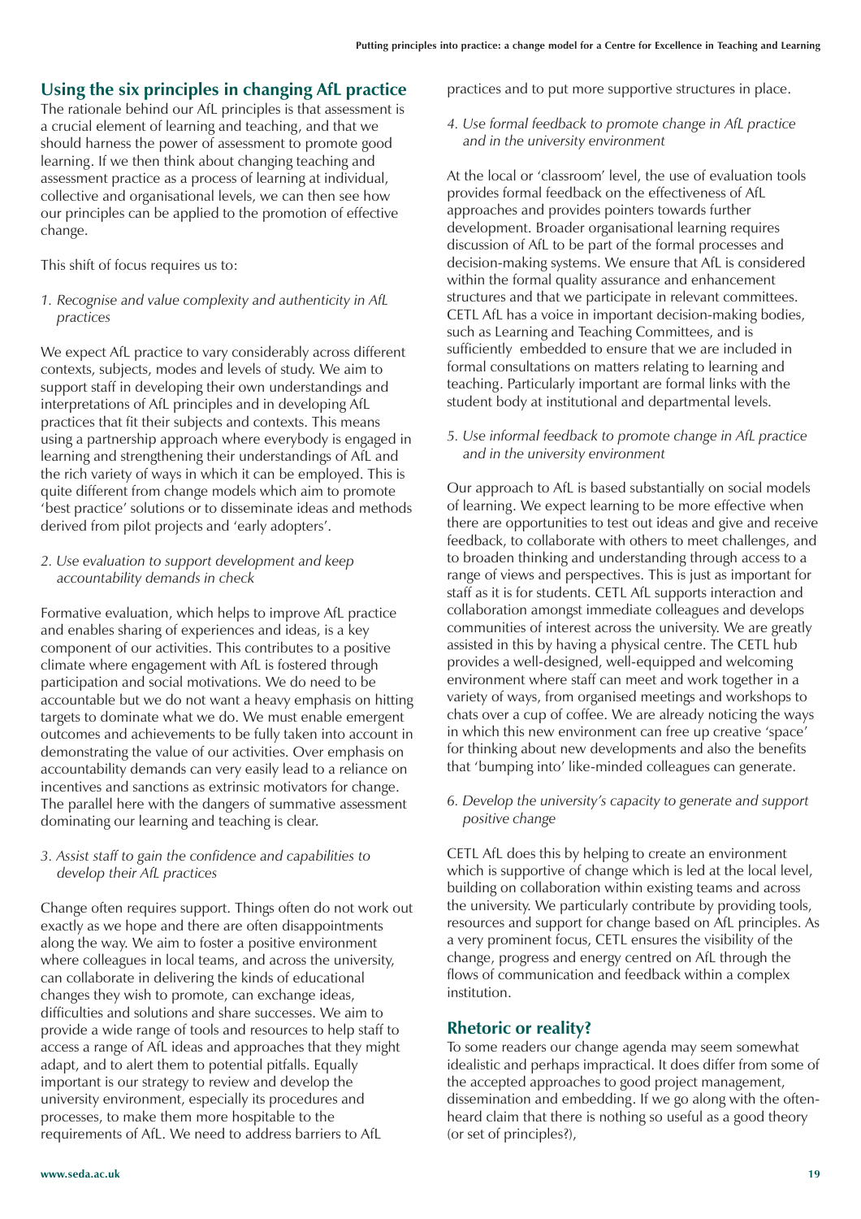## Using the six principles in changing AfL practice

The rationale behind our AfL principles is that assessment is a crucial element of learning and teaching, and that we should harness the power of assessment to promote good learning. If we then think about changing teaching and assessment practice as a process of learning at individual, collective and organisational levels, we can then see how our principles can be applied to the promotion of effective change.

This shift of focus requires us to:

*1. Recognise and value complexity and authenticity in AfL practices*

We expect AfL practice to vary considerably across different contexts, subjects, modes and levels of study. We aim to support staff in developing their own understandings and interpretations of AfL principles and in developing AfL practices that fit their subjects and contexts. This means using a partnership approach where everybody is engaged in learning and strengthening their understandings of AfL and the rich variety of ways in which it can be employed. This is quite different from change models which aim to promote 'best practice' solutions or to disseminate ideas and methods derived from pilot projects and 'early adopters'.

*2. Use evaluation to support development and keep accountability demands in check*

Formative evaluation, which helps to improve AfL practice and enables sharing of experiences and ideas, is a key component of our activities. This contributes to a positive climate where engagement with AfL is fostered through participation and social motivations. We do need to be accountable but we do not want a heavy emphasis on hitting targets to dominate what we do. We must enable emergent outcomes and achievements to be fully taken into account in demonstrating the value of our activities. Over emphasis on accountability demands can very easily lead to a reliance on incentives and sanctions as extrinsic motivators for change. The parallel here with the dangers of summative assessment dominating our learning and teaching is clear.

*3. Assist staff to gain the confidence and capabilities to develop their AfL practices*

Change often requires support. Things often do not work out exactly as we hope and there are often disappointments along the way. We aim to foster a positive environment where colleagues in local teams, and across the university, can collaborate in delivering the kinds of educational changes they wish to promote, can exchange ideas, difficulties and solutions and share successes. We aim to provide a wide range of tools and resources to help staff to access a range of AfL ideas and approaches that they might adapt, and to alert them to potential pitfalls. Equally important is our strategy to review and develop the university environment, especially its procedures and processes, to make them more hospitable to the requirements of AfL. We need to address barriers to AfL practices and to put more supportive structures in place.

*4. Use formal feedback to promote change in AfL practice and in the university environment*

At the local or 'classroom' level, the use of evaluation tools provides formal feedback on the effectiveness of AfL approaches and provides pointers towards further development. Broader organisational learning requires discussion of AfL to be part of the formal processes and decision-making systems. We ensure that AfL is considered within the formal quality assurance and enhancement structures and that we participate in relevant committees. CETL AfL has a voice in important decision-making bodies, such as Learning and Teaching Committees, and is sufficiently embedded to ensure that we are included in formal consultations on matters relating to learning and teaching. Particularly important are formal links with the student body at institutional and departmental levels.

*5. Use informal feedback to promote change in AfL practice and in the university environment*

Our approach to AfL is based substantially on social models of learning. We expect learning to be more effective when there are opportunities to test out ideas and give and receive feedback, to collaborate with others to meet challenges, and to broaden thinking and understanding through access to a range of views and perspectives. This is just as important for staff as it is for students. CETL AfL supports interaction and collaboration amongst immediate colleagues and develops communities of interest across the university. We are greatly assisted in this by having a physical centre. The CETL hub provides a well-designed, well-equipped and welcoming environment where staff can meet and work together in a variety of ways, from organised meetings and workshops to chats over a cup of coffee. We are already noticing the ways in which this new environment can free up creative 'space' for thinking about new developments and also the benefits that 'bumping into' like-minded colleagues can generate.

*6. Develop the university's capacity to generate and support positive change*

CETL AfL does this by helping to create an environment which is supportive of change which is led at the local level, building on collaboration within existing teams and across the university. We particularly contribute by providing tools, resources and support for change based on AfL principles. As a very prominent focus, CETL ensures the visibility of the change, progress and energy centred on AfL through the flows of communication and feedback within a complex institution.

## Rhetoric or reality?

To some readers our change agenda may seem somewhat idealistic and perhaps impractical. It does differ from some of the accepted approaches to good project management, dissemination and embedding. If we go along with the often-heard claim that there is nothing so useful as a good theory (or set of principles?),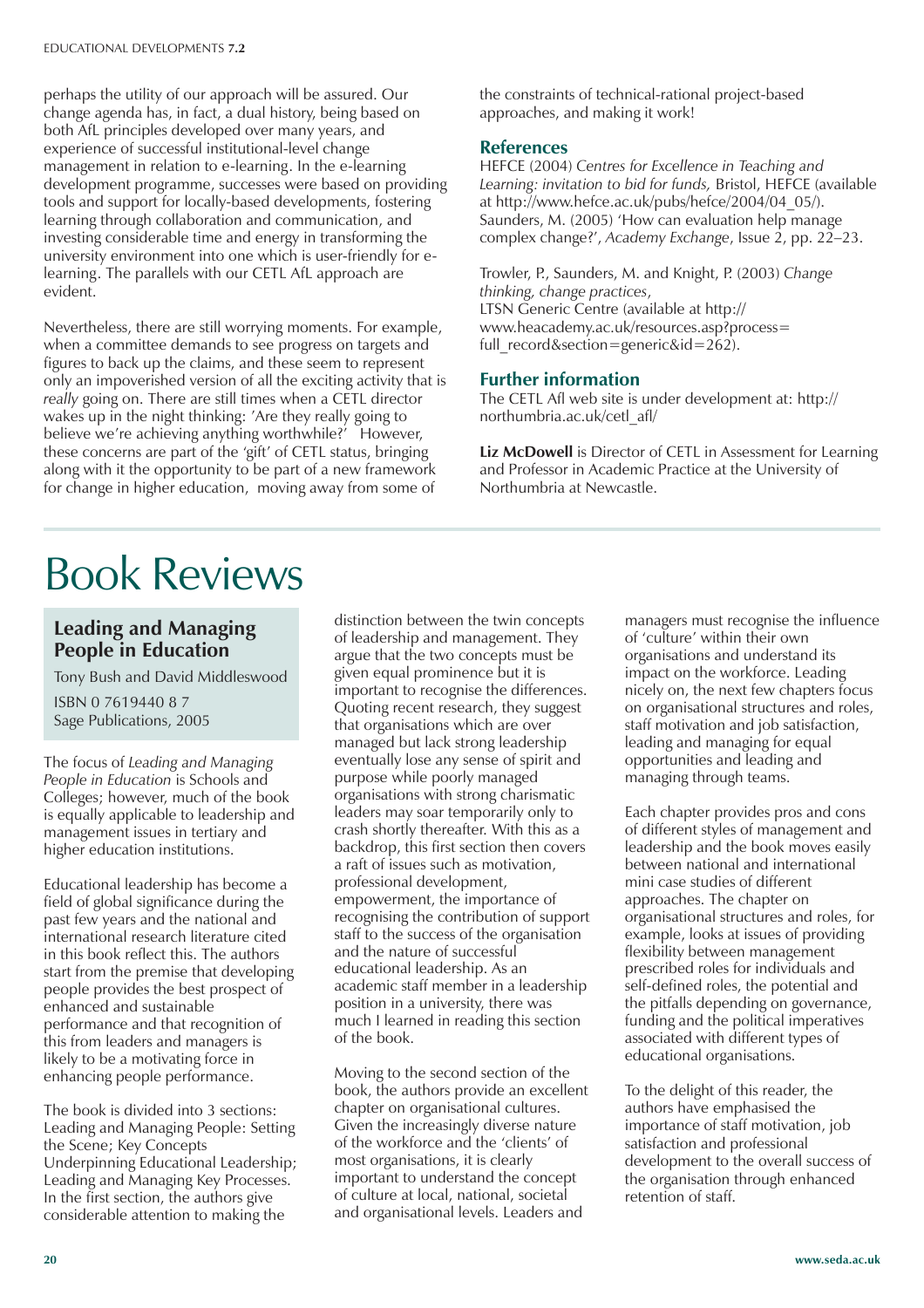perhaps the utility of our approach will be assured. Our change agenda has, in fact, a dual history, being based on both AfL principles developed over many years, and experience of successful institutional-level change management in relation to e-learning. In the e-learning development programme, successes were based on providing tools and support for locally-based developments, fostering learning through collaboration and communication, and investing considerable time and energy in transforming the university environment into one which is user-friendly for e-learning. The parallels with our CETL AfL approach are evident.

Nevertheless, there are still worrying moments. For example, when a committee demands to see progress on targets and figures to back up the claims, and these seem to represent only an impoverished version of all the exciting activity that is *really* going on. There are still times when a CETL director wakes up in the night thinking: 'Are they really going to believe we're achieving anything worthwhile?' However, these concerns are part of the 'gift' of CETL status, bringing along with it the opportunity to be part of a new framework for change in higher education, moving away from some of the constraints of technical-rational project-based approaches, and making it work!

## References

HEFCE (2004) *Centres for Excellence in Teaching and Learning: invitation to bid for funds,* Bristol, HEFCE (available at http://www.hefce.ac.uk/pubs/hefce/2004/04_05/).

Saunders, M. (2005) 'How can evaluation help manage complex change?', *Academy Exchange*, Issue 2, pp. 22–23.

Trowler, P., Saunders, M. and Knight, P. (2003) *Change thinking, change practices*, LTSN Generic Centre (available at http://www.heacademy.ac.uk/resources.asp?process=full_record&section=generic&id=262).

## Further information

The CETL Afl web site is under development at: http://northumbria.ac.uk/cetl_afl/

**Liz McDowell** is Director of CETL in Assessment for Learning and Professor in Academic Practice at the University of Northumbria at Newcastle.

# Book Reviews

## Leading and Managing People in Education

Tony Bush and David Middleswood

ISBN 0 7619440 8 7

Sage Publications, 2005

The focus of *Leading and Managing People in Education* is Schools and Colleges; however, much of the book is equally applicable to leadership and management issues in tertiary and higher education institutions.

Educational leadership has become a field of global significance during the past few years and the national and international research literature cited in this book reflect this. The authors start from the premise that developing people provides the best prospect of enhanced and sustainable performance and that recognition of this from leaders and managers is likely to be a motivating force in enhancing people performance.

The book is divided into 3 sections: Leading and Managing People: Setting the Scene; Key Concepts Underpinning Educational Leadership; Leading and Managing Key Processes. In the first section, the authors give considerable attention to making the distinction between the twin concepts of leadership and management. They argue that the two concepts must be given equal prominence but it is important to recognise the differences. Quoting recent research, they suggest that organisations which are over managed but lack strong leadership eventually lose any sense of spirit and purpose while poorly managed organisations with strong charismatic leaders may soar temporarily only to crash shortly thereafter. With this as a backdrop, this first section then covers a raft of issues such as motivation, professional development, empowerment, the importance of recognising the contribution of support staff to the success of the organisation and the nature of successful educational leadership. As an academic staff member in a leadership position in a university, there was much I learned in reading this section of the book.

Moving to the second section of the book, the authors provide an excellent chapter on organisational cultures. Given the increasingly diverse nature of the workforce and the 'clients' of most organisations, it is clearly important to understand the concept of culture at local, national, societal and organisational levels. Leaders and managers must recognise the influence of 'culture' within their own organisations and understand its impact on the workforce. Leading nicely on, the next few chapters focus on organisational structures and roles, staff motivation and job satisfaction, leading and managing for equal opportunities and leading and managing through teams.

Each chapter provides pros and cons of different styles of management and leadership and the book moves easily between national and international mini case studies of different approaches. The chapter on organisational structures and roles, for example, looks at issues of providing flexibility between management prescribed roles for individuals and self-defined roles, the potential and the pitfalls depending on governance, funding and the political imperatives associated with different types of educational organisations.

To the delight of this reader, the authors have emphasised the importance of staff motivation, job satisfaction and professional development to the overall success of the organisation through enhanced retention of staff.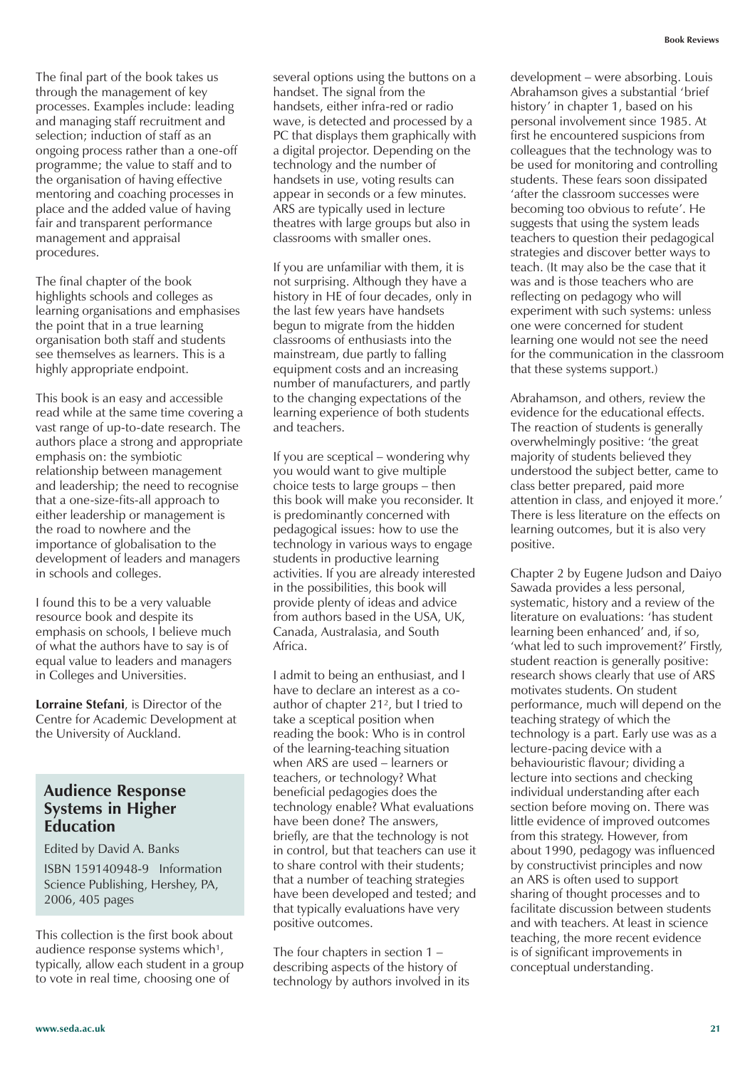The final part of the book takes us through the management of key processes. Examples include: leading and managing staff recruitment and selection; induction of staff as an ongoing process rather than a one-off programme; the value to staff and to the organisation of having effective mentoring and coaching processes in place and the added value of having fair and transparent performance management and appraisal procedures.

The final chapter of the book highlights schools and colleges as learning organisations and emphasises the point that in a true learning organisation both staff and students see themselves as learners. This is a highly appropriate endpoint.

This book is an easy and accessible read while at the same time covering a vast range of up-to-date research. The authors place a strong and appropriate emphasis on: the symbiotic relationship between management and leadership; the need to recognise that a one-size-fits-all approach to either leadership or management is the road to nowhere and the importance of globalisation to the development of leaders and managers in schools and colleges.

I found this to be a very valuable resource book and despite its emphasis on schools, I believe much of what the authors have to say is of equal value to leaders and managers in Colleges and Universities.

**Lorraine Stefani**, is Director of the Centre for Academic Development at the University of Auckland.

## Audience Response Systems in Higher Education

Edited by David A. Banks

ISBN 159140948-9 Information Science Publishing, Hershey, PA, 2006, 405 pages

This collection is the first book about audience response systems which[1], typically, allow each student in a group to vote in real time, choosing one of several options using the buttons on a handset. The signal from the handsets, either infra-red or radio wave, is detected and processed by a PC that displays them graphically with a digital projector. Depending on the technology and the number of handsets in use, voting results can appear in seconds or a few minutes. ARS are typically used in lecture theatres with large groups but also in classrooms with smaller ones.

If you are unfamiliar with them, it is not surprising. Although they have a history in HE of four decades, only in the last few years have handsets begun to migrate from the hidden classrooms of enthusiasts into the mainstream, due partly to falling equipment costs and an increasing number of manufacturers, and partly to the changing expectations of the learning experience of both students and teachers.

If you are sceptical – wondering why you would want to give multiple choice tests to large groups – then this book will make you reconsider. It is predominantly concerned with pedagogical issues: how to use the technology in various ways to engage students in productive learning activities. If you are already interested in the possibilities, this book will provide plenty of ideas and advice from authors based in the USA, UK, Canada, Australasia, and South Africa.

I admit to being an enthusiast, and I have to declare an interest as a co-author of chapter 21[2], but I tried to take a sceptical position when reading the book: Who is in control of the learning-teaching situation when ARS are used – learners or teachers, or technology? What beneficial pedagogies does the technology enable? What evaluations have been done? The answers, briefly, are that the technology is not in control, but that teachers can use it to share control with their students; that a number of teaching strategies have been developed and tested; and that typically evaluations have very positive outcomes.

The four chapters in section 1 – describing aspects of the history of technology by authors involved in its development – were absorbing. Louis Abrahamson gives a substantial 'brief history' in chapter 1, based on his personal involvement since 1985. At first he encountered suspicions from colleagues that the technology was to be used for monitoring and controlling students. These fears soon dissipated 'after the classroom successes were becoming too obvious to refute'. He suggests that using the system leads teachers to question their pedagogical strategies and discover better ways to teach. (It may also be the case that it was and is those teachers who are reflecting on pedagogy who will experiment with such systems: unless one were concerned for student learning one would not see the need for the communication in the classroom that these systems support.)

Abrahamson, and others, review the evidence for the educational effects. The reaction of students is generally overwhelmingly positive: 'the great majority of students believed they understood the subject better, came to class better prepared, paid more attention in class, and enjoyed it more.' There is less literature on the effects on learning outcomes, but it is also very positive.

Chapter 2 by Eugene Judson and Daiyo Sawada provides a less personal, systematic, history and a review of the literature on evaluations: 'has student learning been enhanced' and, if so, 'what led to such improvement?' Firstly, student reaction is generally positive: research shows clearly that use of ARS motivates students. On student performance, much will depend on the teaching strategy of which the technology is a part. Early use was as a lecture-pacing device with a behaviouristic flavour; dividing a lecture into sections and checking individual understanding after each section before moving on. There was little evidence of improved outcomes from this strategy. However, from about 1990, pedagogy was influenced by constructivist principles and now an ARS is often used to support sharing of thought processes and to facilitate discussion between students and with teachers. At least in science teaching, the more recent evidence is of significant improvements in conceptual understanding.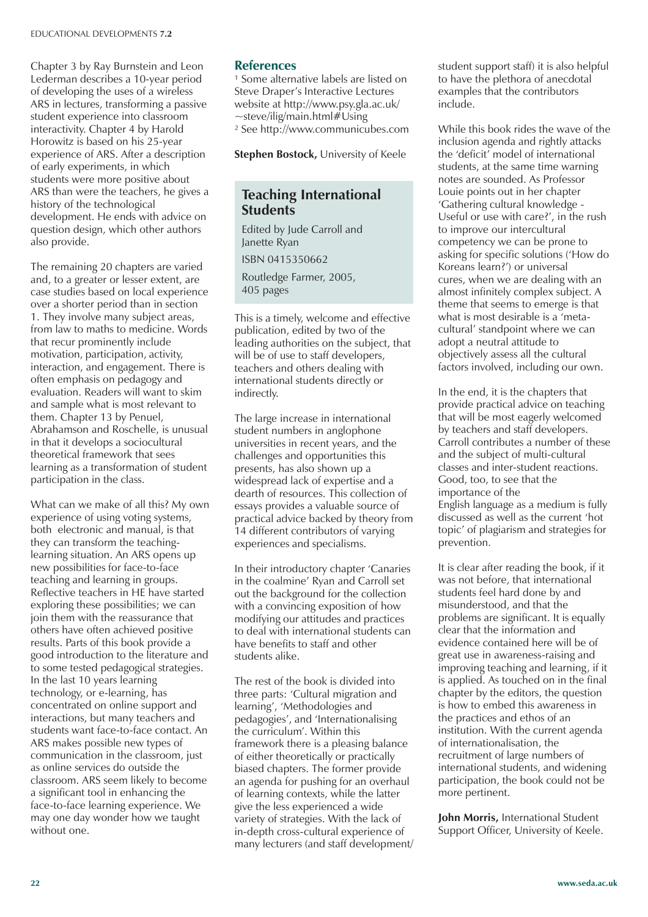Chapter 3 by Ray Burnstein and Leon Lederman describes a 10-year period of developing the uses of a wireless ARS in lectures, transforming a passive student experience into classroom interactivity. Chapter 4 by Harold Horowitz is based on his 25-year experience of ARS. After a description of early experiments, in which students were more positive about ARS than were the teachers, he gives a history of the technological development. He ends with advice on question design, which other authors also provide.

The remaining 20 chapters are varied and, to a greater or lesser extent, are case studies based on local experience over a shorter period than in section 1. They involve many subject areas, from law to maths to medicine. Words that recur prominently include motivation, participation, activity, interaction, and engagement. There is often emphasis on pedagogy and evaluation. Readers will want to skim and sample what is most relevant to them. Chapter 13 by Penuel, Abrahamson and Roschelle, is unusual in that it develops a sociocultural theoretical framework that sees learning as a transformation of student participation in the class.

What can we make of all this? My own experience of using voting systems, both electronic and manual, is that they can transform the teaching-learning situation. An ARS opens up new possibilities for face-to-face teaching and learning in groups. Reflective teachers in HE have started exploring these possibilities; we can join them with the reassurance that others have often achieved positive results. Parts of this book provide a good introduction to the literature and to some tested pedagogical strategies. In the last 10 years learning technology, or e-learning, has concentrated on online support and interactions, but many teachers and students want face-to-face contact. An ARS makes possible new types of communication in the classroom, just as online services do outside the classroom. ARS seem likely to become a significant tool in enhancing the face-to-face learning experience. We may one day wonder how we taught without one.

## References

[1] Some alternative labels are listed on Steve Draper's Interactive Lectures website at http://www.psy.gla.ac.uk/~steve/ilig/main.html#Using

[2] See http://www.communicubes.com

**Stephen Bostock,** University of Keele

## Teaching International Students

Edited by Jude Carroll and Janette Ryan

ISBN 0415350662

Routledge Farmer, 2005, 405 pages

This is a timely, welcome and effective publication, edited by two of the leading authorities on the subject, that will be of use to staff developers, teachers and others dealing with international students directly or indirectly.

The large increase in international student numbers in anglophone universities in recent years, and the challenges and opportunities this presents, has also shown up a widespread lack of expertise and a dearth of resources. This collection of essays provides a valuable source of practical advice backed by theory from 14 different contributors of varying experiences and specialisms.

In their introductory chapter 'Canaries in the coalmine' Ryan and Carroll set out the background for the collection with a convincing exposition of how modifying our attitudes and practices to deal with international students can have benefits to staff and other students alike.

The rest of the book is divided into three parts: 'Cultural migration and learning', 'Methodologies and pedagogies', and 'Internationalising the curriculum'. Within this framework there is a pleasing balance of either theoretically or practically biased chapters. The former provide an agenda for pushing for an overhaul of learning contexts, while the latter give the less experienced a wide variety of strategies. With the lack of in-depth cross-cultural experience of many lecturers (and staff development/student support staff) it is also helpful to have the plethora of anecdotal examples that the contributors include.

While this book rides the wave of the inclusion agenda and rightly attacks the 'deficit' model of international students, at the same time warning notes are sounded. As Professor Louie points out in her chapter 'Gathering cultural knowledge - Useful or use with care?', in the rush to improve our intercultural competency we can be prone to asking for specific solutions ('How do Koreans learn?') or universal cures, when we are dealing with an almost infinitely complex subject. A theme that seems to emerge is that what is most desirable is a 'meta-cultural' standpoint where we can adopt a neutral attitude to objectively assess all the cultural factors involved, including our own.

In the end, it is the chapters that provide practical advice on teaching that will be most eagerly welcomed by teachers and staff developers. Carroll contributes a number of these and the subject of multi-cultural classes and inter-student reactions. Good, too, to see that the importance of the English language as a medium is fully discussed as well as the current 'hot topic' of plagiarism and strategies for prevention.

It is clear after reading the book, if it was not before, that international students feel hard done by and misunderstood, and that the problems are significant. It is equally clear that the information and evidence contained here will be of great use in awareness-raising and improving teaching and learning, if it is applied. As touched on in the final chapter by the editors, the question is how to embed this awareness in the practices and ethos of an institution. With the current agenda of internationalisation, the recruitment of large numbers of international students, and widening participation, the book could not be more pertinent.

**John Morris,** International Student Support Officer, University of Keele.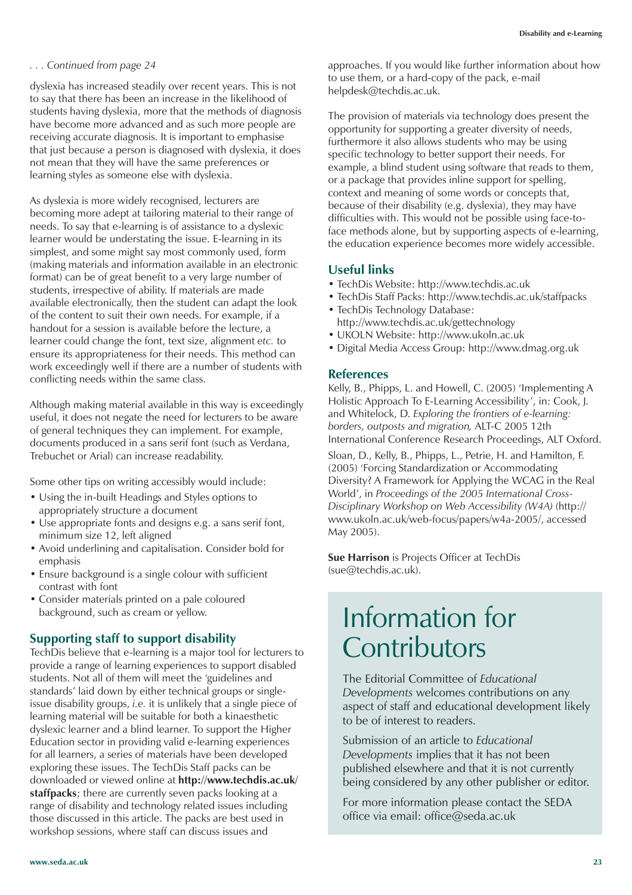*. . . Continued from page 24*

dyslexia has increased steadily over recent years. This is not to say that there has been an increase in the likelihood of students having dyslexia, more that the methods of diagnosis have become more advanced and as such more people are receiving accurate diagnosis. It is important to emphasise that just because a person is diagnosed with dyslexia, it does not mean that they will have the same preferences or learning styles as someone else with dyslexia.

As dyslexia is more widely recognised, lecturers are becoming more adept at tailoring material to their range of needs. To say that e-learning is of assistance to a dyslexic learner would be understating the issue. E-learning in its simplest, and some might say most commonly used, form (making materials and information available in an electronic format) can be of great benefit to a very large number of students, irrespective of ability. If materials are made available electronically, then the student can adapt the look of the content to suit their own needs. For example, if a handout for a session is available before the lecture, a learner could change the font, text size, alignment *etc.* to ensure its appropriateness for their needs. This method can work exceedingly well if there are a number of students with conflicting needs within the same class.

Although making material available in this way is exceedingly useful, it does not negate the need for lecturers to be aware of general techniques they can implement. For example, documents produced in a sans serif font (such as Verdana, Trebuchet or Arial) can increase readability.

Some other tips on writing accessibly would include:

- Using the in-built Headings and Styles options to appropriately structure a document
- Use appropriate fonts and designs e.g. a sans serif font, minimum size 12, left aligned
- Avoid underlining and capitalisation. Consider bold for emphasis
- Ensure background is a single colour with sufficient contrast with font
- Consider materials printed on a pale coloured background, such as cream or yellow.

## Supporting staff to support disability

TechDis believe that e-learning is a major tool for lecturers to provide a range of learning experiences to support disabled students. Not all of them will meet the 'guidelines and standards' laid down by either technical groups or single-issue disability groups, *i.e.* it is unlikely that a single piece of learning material will be suitable for both a kinaesthetic dyslexic learner and a blind learner. To support the Higher Education sector in providing valid e-learning experiences for all learners, a series of materials have been developed exploring these issues. The TechDis Staff packs can be downloaded or viewed online at **http://www.techdis.ac.uk/staffpacks**; there are currently seven packs looking at a range of disability and technology related issues including those discussed in this article. The packs are best used in workshop sessions, where staff can discuss issues and approaches. If you would like further information about how to use them, or a hard-copy of the pack, e-mail helpdesk@techdis.ac.uk.

The provision of materials via technology does present the opportunity for supporting a greater diversity of needs, furthermore it also allows students who may be using specific technology to better support their needs. For example, a blind student using software that reads to them, or a package that provides inline support for spelling, context and meaning of some words or concepts that, because of their disability (e.g. dyslexia), they may have difficulties with. This would not be possible using face-to-face methods alone, but by supporting aspects of e-learning, the education experience becomes more widely accessible.

## Useful links

- TechDis Website: http://www.techdis.ac.uk
- TechDis Staff Packs: http://www.techdis.ac.uk/staffpacks
- TechDis Technology Database: http://www.techdis.ac.uk/gettechnology
- UKOLN Website: http://www.ukoln.ac.uk
- Digital Media Access Group: http://www.dmag.org.uk

## References

Kelly, B., Phipps, L. and Howell, C. (2005) 'Implementing A Holistic Approach To E-Learning Accessibility', in: Cook, J. and Whitelock, D. *Exploring the frontiers of e-learning: borders, outposts and migration,* ALT-C 2005 12th International Conference Research Proceedings, ALT Oxford.

Sloan, D., Kelly, B., Phipps, L., Petrie, H. and Hamilton, F. (2005) 'Forcing Standardization or Accommodating Diversity? A Framework for Applying the WCAG in the Real World', in *Proceedings of the 2005 International Cross-Disciplinary Workshop on Web Accessibility (W4A)* (http://www.ukoln.ac.uk/web-focus/papers/w4a-2005/, accessed May 2005).

**Sue Harrison** is Projects Officer at TechDis (sue@techdis.ac.uk).

# Information for Contributors

The Editorial Committee of *Educational Developments* welcomes contributions on any aspect of staff and educational development likely to be of interest to readers.

Submission of an article to *Educational Developments* implies that it has not been published elsewhere and that it is not currently being considered by any other publisher or editor.

For more information please contact the SEDA office via email: office@seda.ac.uk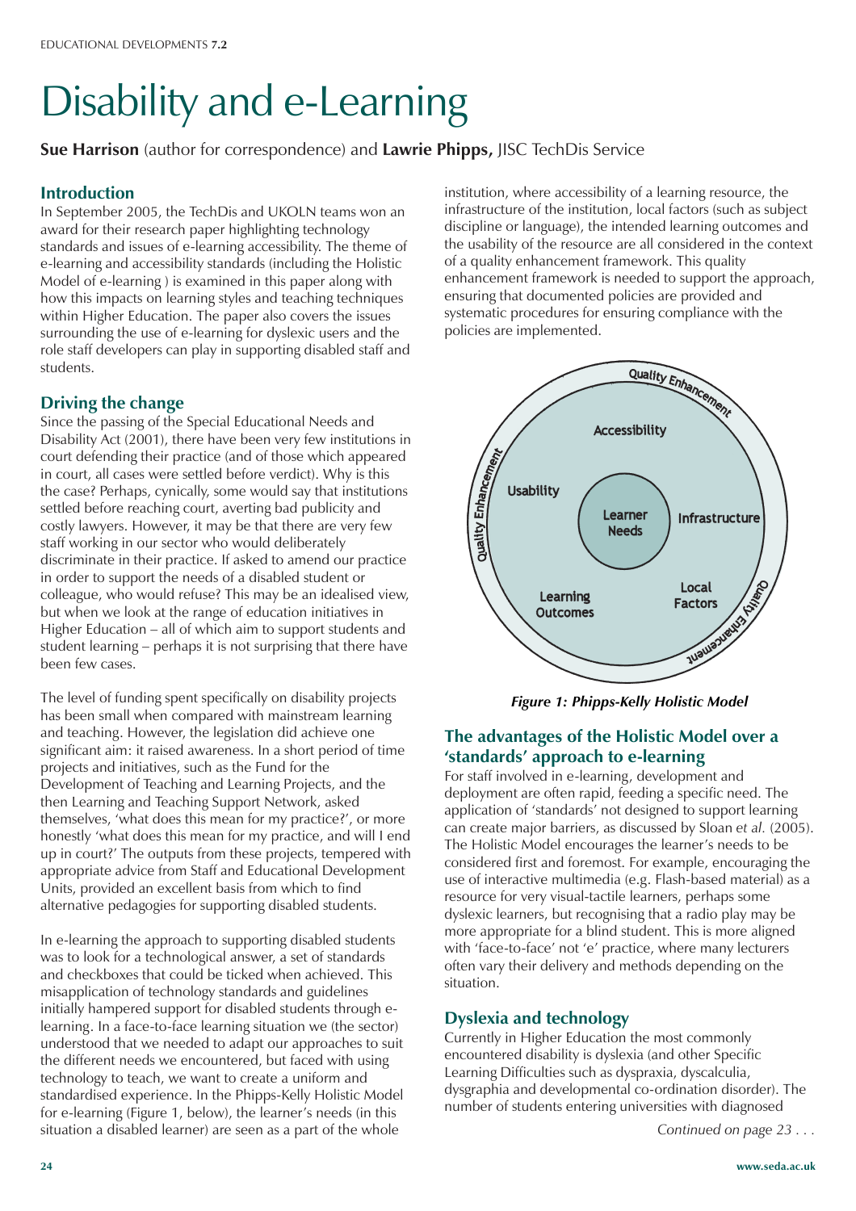# Disability and e-Learning

**Sue Harrison** (author for correspondence) and **Lawrie Phipps,** JISC TechDis Service

## Introduction

In September 2005, the TechDis and UKOLN teams won an award for their research paper highlighting technology standards and issues of e-learning accessibility. The theme of e-learning and accessibility standards (including the Holistic Model of e-learning ) is examined in this paper along with how this impacts on learning styles and teaching techniques within Higher Education. The paper also covers the issues surrounding the use of e-learning for dyslexic users and the role staff developers can play in supporting disabled staff and students.

## Driving the change

Since the passing of the Special Educational Needs and Disability Act (2001), there have been very few institutions in court defending their practice (and of those which appeared in court, all cases were settled before verdict). Why is this the case? Perhaps, cynically, some would say that institutions settled before reaching court, averting bad publicity and costly lawyers. However, it may be that there are very few staff working in our sector who would deliberately discriminate in their practice. If asked to amend our practice in order to support the needs of a disabled student or colleague, who would refuse? This may be an idealised view, but when we look at the range of education initiatives in Higher Education – all of which aim to support students and student learning – perhaps it is not surprising that there have been few cases.

The level of funding spent specifically on disability projects has been small when compared with mainstream learning and teaching. However, the legislation did achieve one significant aim: it raised awareness. In a short period of time projects and initiatives, such as the Fund for the Development of Teaching and Learning Projects, and the then Learning and Teaching Support Network, asked themselves, 'what does this mean for my practice?', or more honestly 'what does this mean for my practice, and will I end up in court?' The outputs from these projects, tempered with appropriate advice from Staff and Educational Development Units, provided an excellent basis from which to find alternative pedagogies for supporting disabled students.

In e-learning the approach to supporting disabled students was to look for a technological answer, a set of standards and checkboxes that could be ticked when achieved. This misapplication of technology standards and guidelines initially hampered support for disabled students through e-learning. In a face-to-face learning situation we (the sector) understood that we needed to adapt our approaches to suit the different needs we encountered, but faced with using technology to teach, we want to create a uniform and standardised experience. In the Phipps-Kelly Holistic Model for e-learning (Figure 1, below), the learner's needs (in this situation a disabled learner) are seen as a part of the whole institution, where accessibility of a learning resource, the infrastructure of the institution, local factors (such as subject discipline or language), the intended learning outcomes and the usability of the resource are all considered in the context of a quality enhancement framework. This quality enhancement framework is needed to support the approach, ensuring that documented policies are provided and systematic procedures for ensuring compliance with the policies are implemented.

Quality Enhancement
Accessibility
Usability
Learner Needs
Infrastructure
Learning Outcomes
Local Factors

*Figure 1: Phipps-Kelly Holistic Model*

## The advantages of the Holistic Model over a 'standards' approach to e-learning

For staff involved in e-learning, development and deployment are often rapid, feeding a specific need. The application of 'standards' not designed to support learning can create major barriers, as discussed by Sloan *et al.* (2005). The Holistic Model encourages the learner's needs to be considered first and foremost. For example, encouraging the use of interactive multimedia (e.g. Flash-based material) as a resource for very visual-tactile learners, perhaps some dyslexic learners, but recognising that a radio play may be more appropriate for a blind student. This is more aligned with 'face-to-face' not 'e' practice, where many lecturers often vary their delivery and methods depending on the situation.

## Dyslexia and technology

Currently in Higher Education the most commonly encountered disability is dyslexia (and other Specific Learning Difficulties such as dyspraxia, dyscalculia, dysgraphia and developmental co-ordination disorder). The number of students entering universities with diagnosed

*Continued on page 23 . . .*